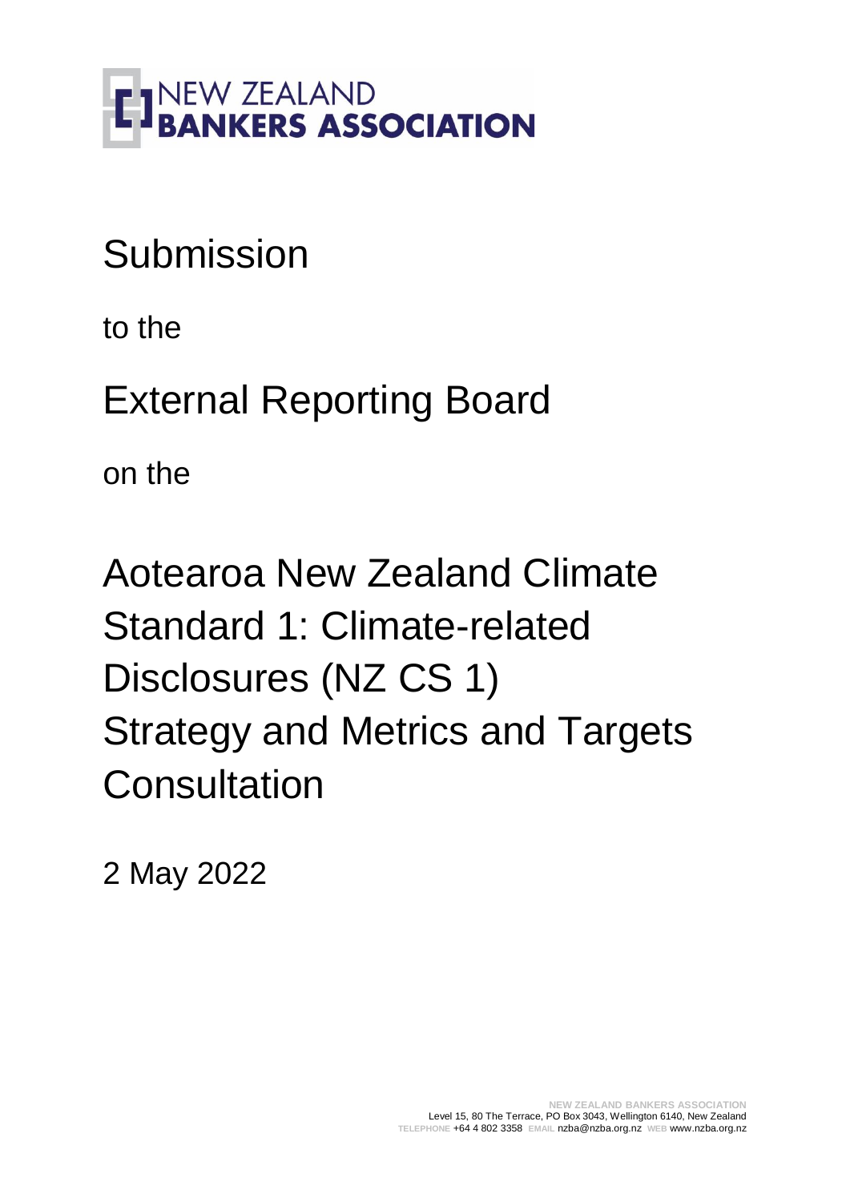NEW ZEALAND BANKERS ASSOCIATION

# Submission

to the

# External Reporting Board

on the

# Aotearoa New Zealand Climate Standard 1: Climate-related Disclosures (NZ CS 1) Strategy and Metrics and Targets Consultation

2 May 2022

NEW ZEALAND BANKERS ASSOCIATION
Level 15, 80 The Terrace, PO Box 3043, Wellington 6140, New Zealand
TELEPHONE +64 4 802 3358 EMAIL nzba@nzba.org.nz WEB www.nzba.org.nz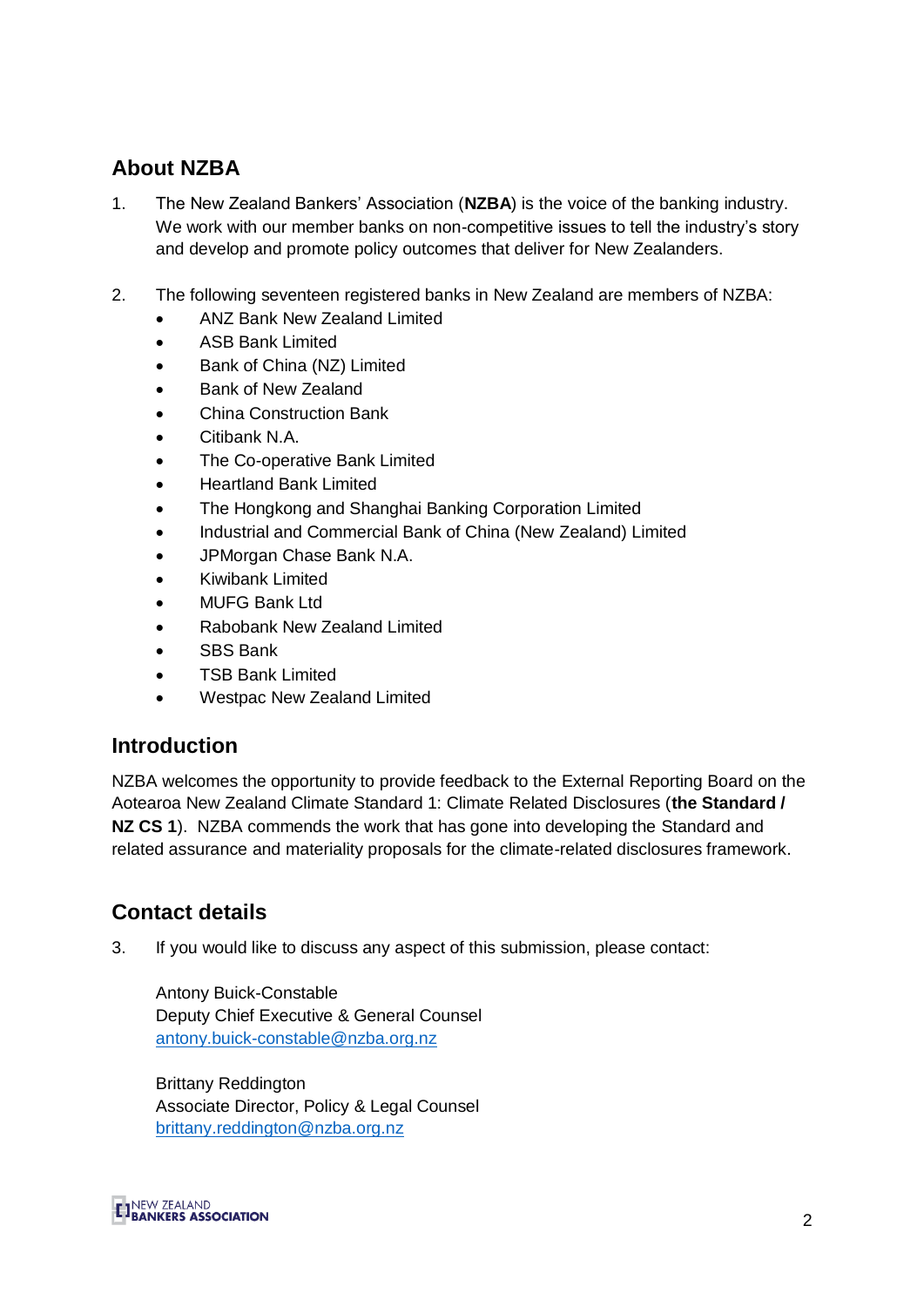## About NZBA

1. The New Zealand Bankers' Association (**NZBA**) is the voice of the banking industry. We work with our member banks on non-competitive issues to tell the industry's story and develop and promote policy outcomes that deliver for New Zealanders.

2. The following seventeen registered banks in New Zealand are members of NZBA:
   - ANZ Bank New Zealand Limited
   - ASB Bank Limited
   - Bank of China (NZ) Limited
   - Bank of New Zealand
   - China Construction Bank
   - Citibank N.A.
   - The Co-operative Bank Limited
   - Heartland Bank Limited
   - The Hongkong and Shanghai Banking Corporation Limited
   - Industrial and Commercial Bank of China (New Zealand) Limited
   - JPMorgan Chase Bank N.A.
   - Kiwibank Limited
   - MUFG Bank Ltd
   - Rabobank New Zealand Limited
   - SBS Bank
   - TSB Bank Limited
   - Westpac New Zealand Limited

## Introduction

NZBA welcomes the opportunity to provide feedback to the External Reporting Board on the Aotearoa New Zealand Climate Standard 1: Climate Related Disclosures (**the Standard / NZ CS 1**). NZBA commends the work that has gone into developing the Standard and related assurance and materiality proposals for the climate-related disclosures framework.

## Contact details

3. If you would like to discuss any aspect of this submission, please contact:

   Antony Buick-Constable
   Deputy Chief Executive & General Counsel
   antony.buick-constable@nzba.org.nz

   Brittany Reddington
   Associate Director, Policy & Legal Counsel
   brittany.reddington@nzba.org.nz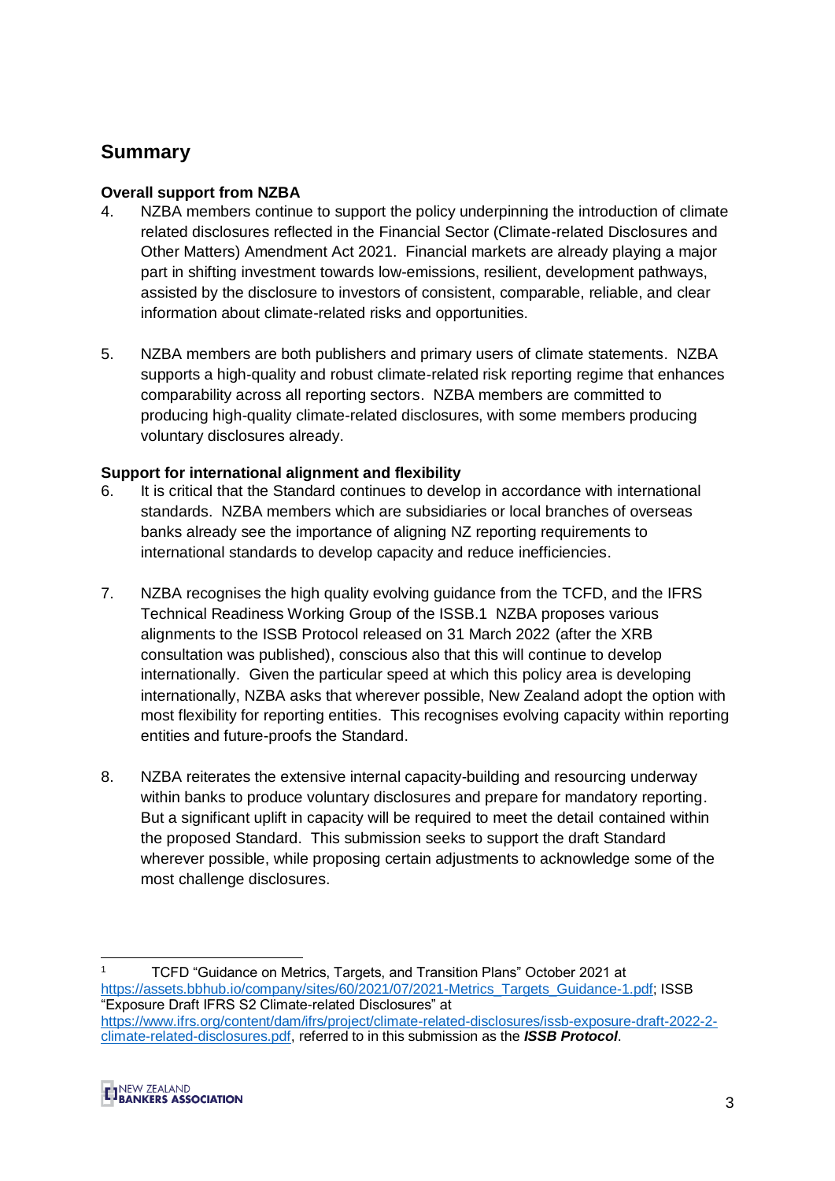## Summary

**Overall support from NZBA**

4. NZBA members continue to support the policy underpinning the introduction of climate related disclosures reflected in the Financial Sector (Climate-related Disclosures and Other Matters) Amendment Act 2021. Financial markets are already playing a major part in shifting investment towards low-emissions, resilient, development pathways, assisted by the disclosure to investors of consistent, comparable, reliable, and clear information about climate-related risks and opportunities.

5. NZBA members are both publishers and primary users of climate statements. NZBA supports a high-quality and robust climate-related risk reporting regime that enhances comparability across all reporting sectors. NZBA members are committed to producing high-quality climate-related disclosures, with some members producing voluntary disclosures already.

**Support for international alignment and flexibility**

6. It is critical that the Standard continues to develop in accordance with international standards. NZBA members which are subsidiaries or local branches of overseas banks already see the importance of aligning NZ reporting requirements to international standards to develop capacity and reduce inefficiencies.

7. NZBA recognises the high quality evolving guidance from the TCFD, and the IFRS Technical Readiness Working Group of the ISSB.[1] NZBA proposes various alignments to the ISSB Protocol released on 31 March 2022 (after the XRB consultation was published), conscious also that this will continue to develop internationally. Given the particular speed at which this policy area is developing internationally, NZBA asks that wherever possible, New Zealand adopt the option with most flexibility for reporting entities. This recognises evolving capacity within reporting entities and future-proofs the Standard.

8. NZBA reiterates the extensive internal capacity-building and resourcing underway within banks to produce voluntary disclosures and prepare for mandatory reporting. But a significant uplift in capacity will be required to meet the detail contained within the proposed Standard. This submission seeks to support the draft Standard wherever possible, while proposing certain adjustments to acknowledge some of the most challenge disclosures.

---

[1] TCFD "Guidance on Metrics, Targets, and Transition Plans" October 2021 at https://assets.bbhub.io/company/sites/60/2021/07/2021-Metrics_Targets_Guidance-1.pdf; ISSB "Exposure Draft IFRS S2 Climate-related Disclosures" at https://www.ifrs.org/content/dam/ifrs/project/climate-related-disclosures/issb-exposure-draft-2022-2-climate-related-disclosures.pdf, referred to in this submission as the ***ISSB Protocol***.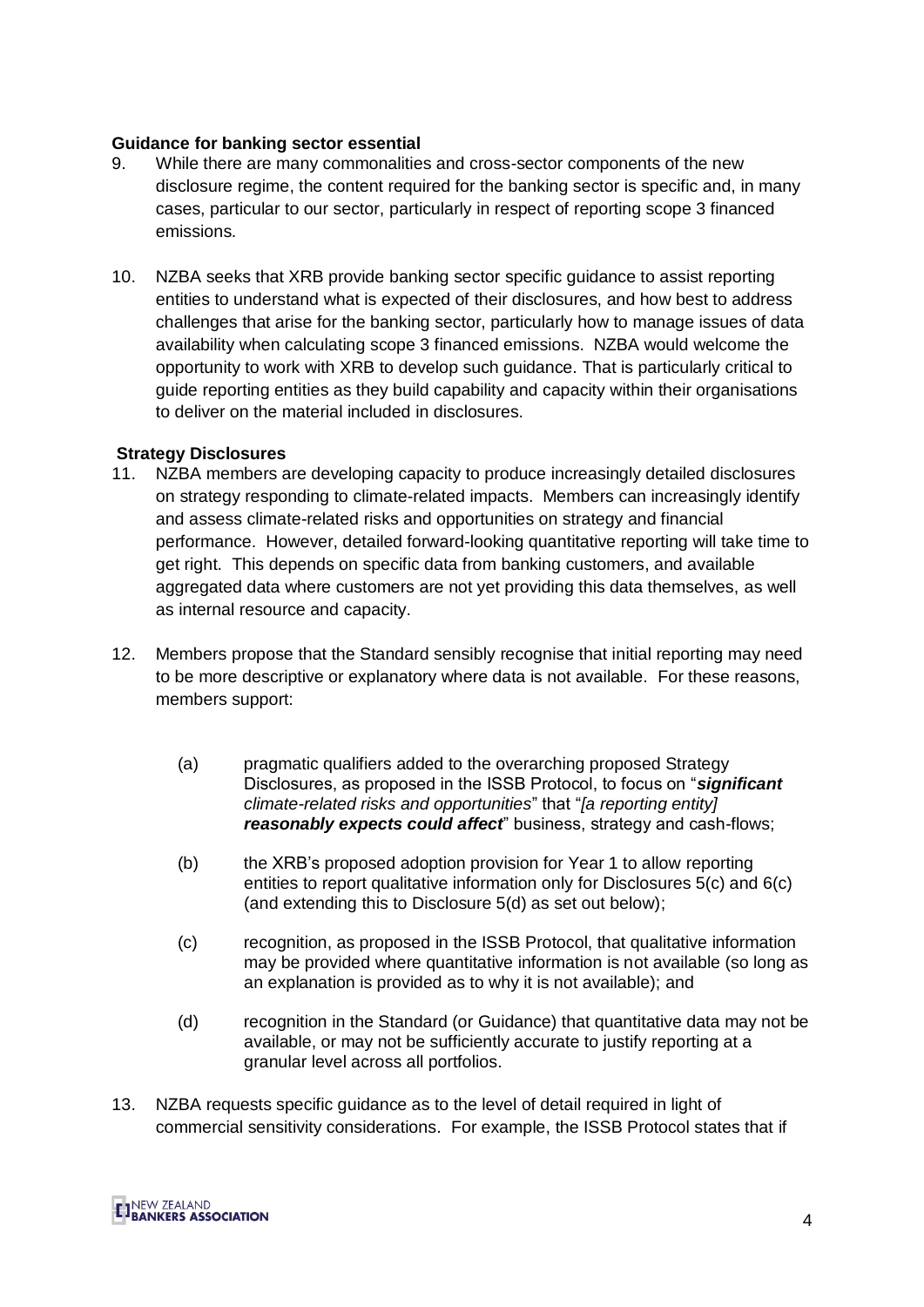**Guidance for banking sector essential**

9. While there are many commonalities and cross-sector components of the new disclosure regime, the content required for the banking sector is specific and, in many cases, particular to our sector, particularly in respect of reporting scope 3 financed emissions.

10. NZBA seeks that XRB provide banking sector specific guidance to assist reporting entities to understand what is expected of their disclosures, and how best to address challenges that arise for the banking sector, particularly how to manage issues of data availability when calculating scope 3 financed emissions. NZBA would welcome the opportunity to work with XRB to develop such guidance. That is particularly critical to guide reporting entities as they build capability and capacity within their organisations to deliver on the material included in disclosures.

**Strategy Disclosures**

11. NZBA members are developing capacity to produce increasingly detailed disclosures on strategy responding to climate-related impacts. Members can increasingly identify and assess climate-related risks and opportunities on strategy and financial performance. However, detailed forward-looking quantitative reporting will take time to get right. This depends on specific data from banking customers, and available aggregated data where customers are not yet providing this data themselves, as well as internal resource and capacity.

12. Members propose that the Standard sensibly recognise that initial reporting may need to be more descriptive or explanatory where data is not available. For these reasons, members support:

    (a) pragmatic qualifiers added to the overarching proposed Strategy Disclosures, as proposed in the ISSB Protocol, to focus on "***significant*** *climate-related risks and opportunities*" that "*[a reporting entity]* ***reasonably expects could affect***" business, strategy and cash-flows;

    (b) the XRB's proposed adoption provision for Year 1 to allow reporting entities to report qualitative information only for Disclosures 5(c) and 6(c) (and extending this to Disclosure 5(d) as set out below);

    (c) recognition, as proposed in the ISSB Protocol, that qualitative information may be provided where quantitative information is not available (so long as an explanation is provided as to why it is not available); and

    (d) recognition in the Standard (or Guidance) that quantitative data may not be available, or may not be sufficiently accurate to justify reporting at a granular level across all portfolios.

13. NZBA requests specific guidance as to the level of detail required in light of commercial sensitivity considerations. For example, the ISSB Protocol states that if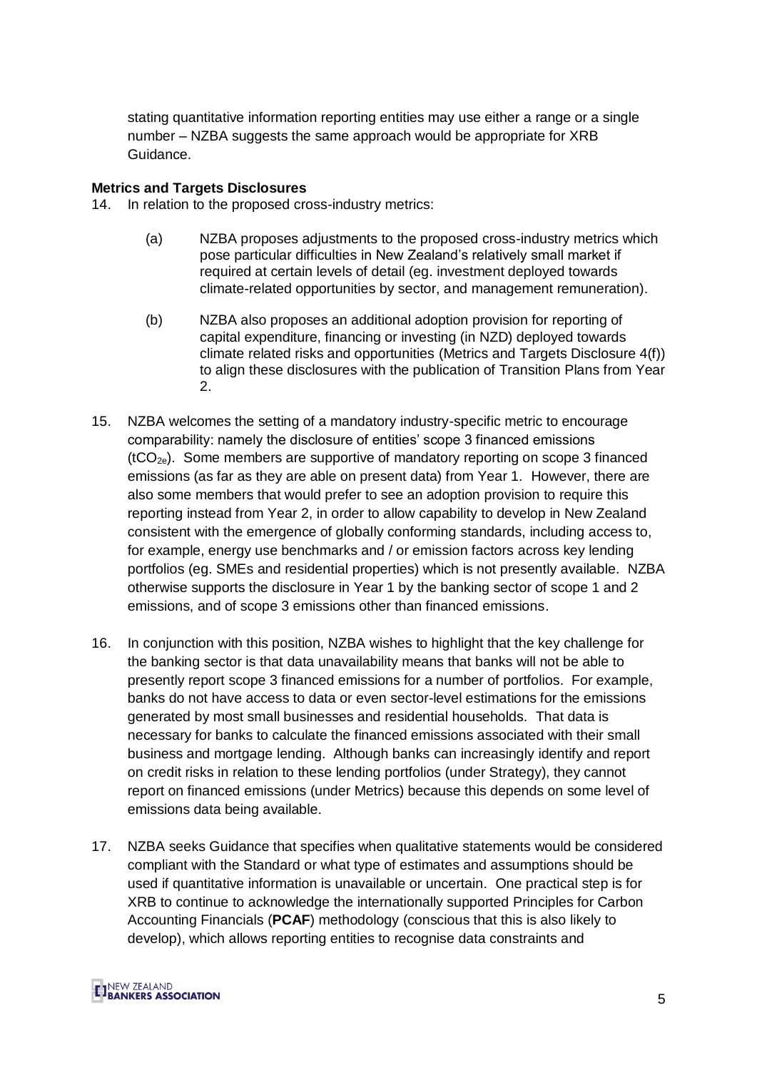stating quantitative information reporting entities may use either a range or a single number – NZBA suggests the same approach would be appropriate for XRB Guidance.

**Metrics and Targets Disclosures**

14. In relation to the proposed cross-industry metrics:

    (a) NZBA proposes adjustments to the proposed cross-industry metrics which pose particular difficulties in New Zealand's relatively small market if required at certain levels of detail (eg. investment deployed towards climate-related opportunities by sector, and management remuneration).

    (b) NZBA also proposes an additional adoption provision for reporting of capital expenditure, financing or investing (in NZD) deployed towards climate related risks and opportunities (Metrics and Targets Disclosure 4(f)) to align these disclosures with the publication of Transition Plans from Year 2.

15. NZBA welcomes the setting of a mandatory industry-specific metric to encourage comparability: namely the disclosure of entities' scope 3 financed emissions ($tCO_{2e}$). Some members are supportive of mandatory reporting on scope 3 financed emissions (as far as they are able on present data) from Year 1. However, there are also some members that would prefer to see an adoption provision to require this reporting instead from Year 2, in order to allow capability to develop in New Zealand consistent with the emergence of globally conforming standards, including access to, for example, energy use benchmarks and / or emission factors across key lending portfolios (eg. SMEs and residential properties) which is not presently available. NZBA otherwise supports the disclosure in Year 1 by the banking sector of scope 1 and 2 emissions, and of scope 3 emissions other than financed emissions.

16. In conjunction with this position, NZBA wishes to highlight that the key challenge for the banking sector is that data unavailability means that banks will not be able to presently report scope 3 financed emissions for a number of portfolios. For example, banks do not have access to data or even sector-level estimations for the emissions generated by most small businesses and residential households. That data is necessary for banks to calculate the financed emissions associated with their small business and mortgage lending. Although banks can increasingly identify and report on credit risks in relation to these lending portfolios (under Strategy), they cannot report on financed emissions (under Metrics) because this depends on some level of emissions data being available.

17. NZBA seeks Guidance that specifies when qualitative statements would be considered compliant with the Standard or what type of estimates and assumptions should be used if quantitative information is unavailable or uncertain. One practical step is for XRB to continue to acknowledge the internationally supported Principles for Carbon Accounting Financials (**PCAF**) methodology (conscious that this is also likely to develop), which allows reporting entities to recognise data constraints and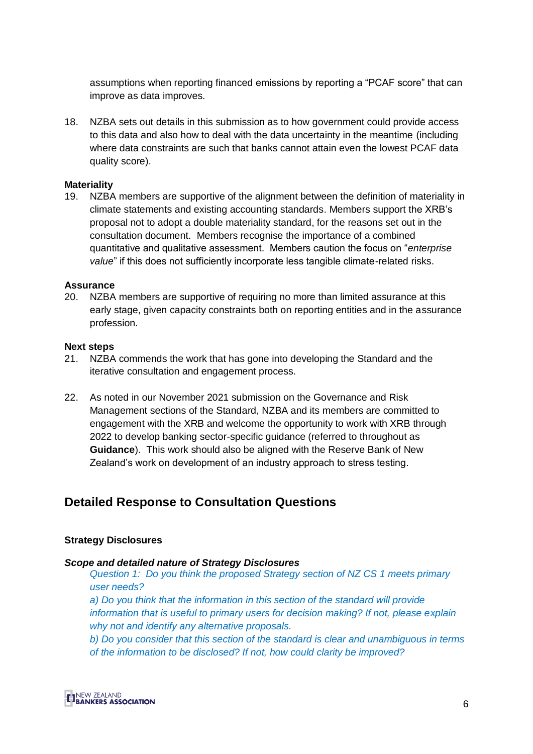assumptions when reporting financed emissions by reporting a "PCAF score" that can improve as data improves.

18. NZBA sets out details in this submission as to how government could provide access to this data and also how to deal with the data uncertainty in the meantime (including where data constraints are such that banks cannot attain even the lowest PCAF data quality score).

**Materiality**

19. NZBA members are supportive of the alignment between the definition of materiality in climate statements and existing accounting standards. Members support the XRB's proposal not to adopt a double materiality standard, for the reasons set out in the consultation document. Members recognise the importance of a combined quantitative and qualitative assessment. Members caution the focus on "*enterprise value*" if this does not sufficiently incorporate less tangible climate-related risks.

**Assurance**

20. NZBA members are supportive of requiring no more than limited assurance at this early stage, given capacity constraints both on reporting entities and in the assurance profession.

**Next steps**

21. NZBA commends the work that has gone into developing the Standard and the iterative consultation and engagement process.

22. As noted in our November 2021 submission on the Governance and Risk Management sections of the Standard, NZBA and its members are committed to engagement with the XRB and welcome the opportunity to work with XRB through 2022 to develop banking sector-specific guidance (referred to throughout as **Guidance**). This work should also be aligned with the Reserve Bank of New Zealand's work on development of an industry approach to stress testing.

## Detailed Response to Consultation Questions

### Strategy Disclosures

***Scope and detailed nature of Strategy Disclosures***

*Question 1: Do you think the proposed Strategy section of NZ CS 1 meets primary user needs?*

*a) Do you think that the information in this section of the standard will provide information that is useful to primary users for decision making? If not, please explain why not and identify any alternative proposals.*

*b) Do you consider that this section of the standard is clear and unambiguous in terms of the information to be disclosed? If not, how could clarity be improved?*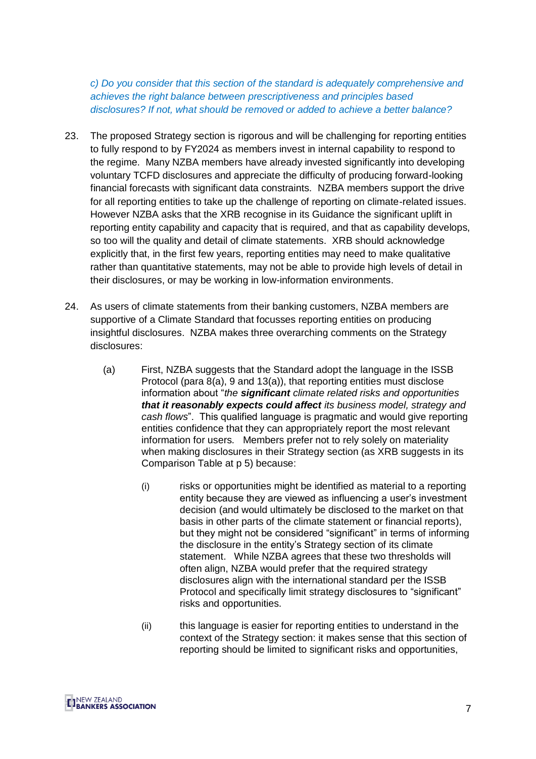*c) Do you consider that this section of the standard is adequately comprehensive and achieves the right balance between prescriptiveness and principles based disclosures? If not, what should be removed or added to achieve a better balance?*

23. The proposed Strategy section is rigorous and will be challenging for reporting entities to fully respond to by FY2024 as members invest in internal capability to respond to the regime. Many NZBA members have already invested significantly into developing voluntary TCFD disclosures and appreciate the difficulty of producing forward-looking financial forecasts with significant data constraints. NZBA members support the drive for all reporting entities to take up the challenge of reporting on climate-related issues. However NZBA asks that the XRB recognise in its Guidance the significant uplift in reporting entity capability and capacity that is required, and that as capability develops, so too will the quality and detail of climate statements. XRB should acknowledge explicitly that, in the first few years, reporting entities may need to make qualitative rather than quantitative statements, may not be able to provide high levels of detail in their disclosures, or may be working in low-information environments.

24. As users of climate statements from their banking customers, NZBA members are supportive of a Climate Standard that focusses reporting entities on producing insightful disclosures. NZBA makes three overarching comments on the Strategy disclosures:

    (a) First, NZBA suggests that the Standard adopt the language in the ISSB Protocol (para 8(a), 9 and 13(a)), that reporting entities must disclose information about "*the* ***significant*** *climate related risks and opportunities* ***that it reasonably expects could affect*** *its business model, strategy and cash flows*". This qualified language is pragmatic and would give reporting entities confidence that they can appropriately report the most relevant information for users. Members prefer not to rely solely on materiality when making disclosures in their Strategy section (as XRB suggests in its Comparison Table at p 5) because:

        (i) risks or opportunities might be identified as material to a reporting entity because they are viewed as influencing a user's investment decision (and would ultimately be disclosed to the market on that basis in other parts of the climate statement or financial reports), but they might not be considered "significant" in terms of informing the disclosure in the entity's Strategy section of its climate statement. While NZBA agrees that these two thresholds will often align, NZBA would prefer that the required strategy disclosures align with the international standard per the ISSB Protocol and specifically limit strategy disclosures to "significant" risks and opportunities.

        (ii) this language is easier for reporting entities to understand in the context of the Strategy section: it makes sense that this section of reporting should be limited to significant risks and opportunities,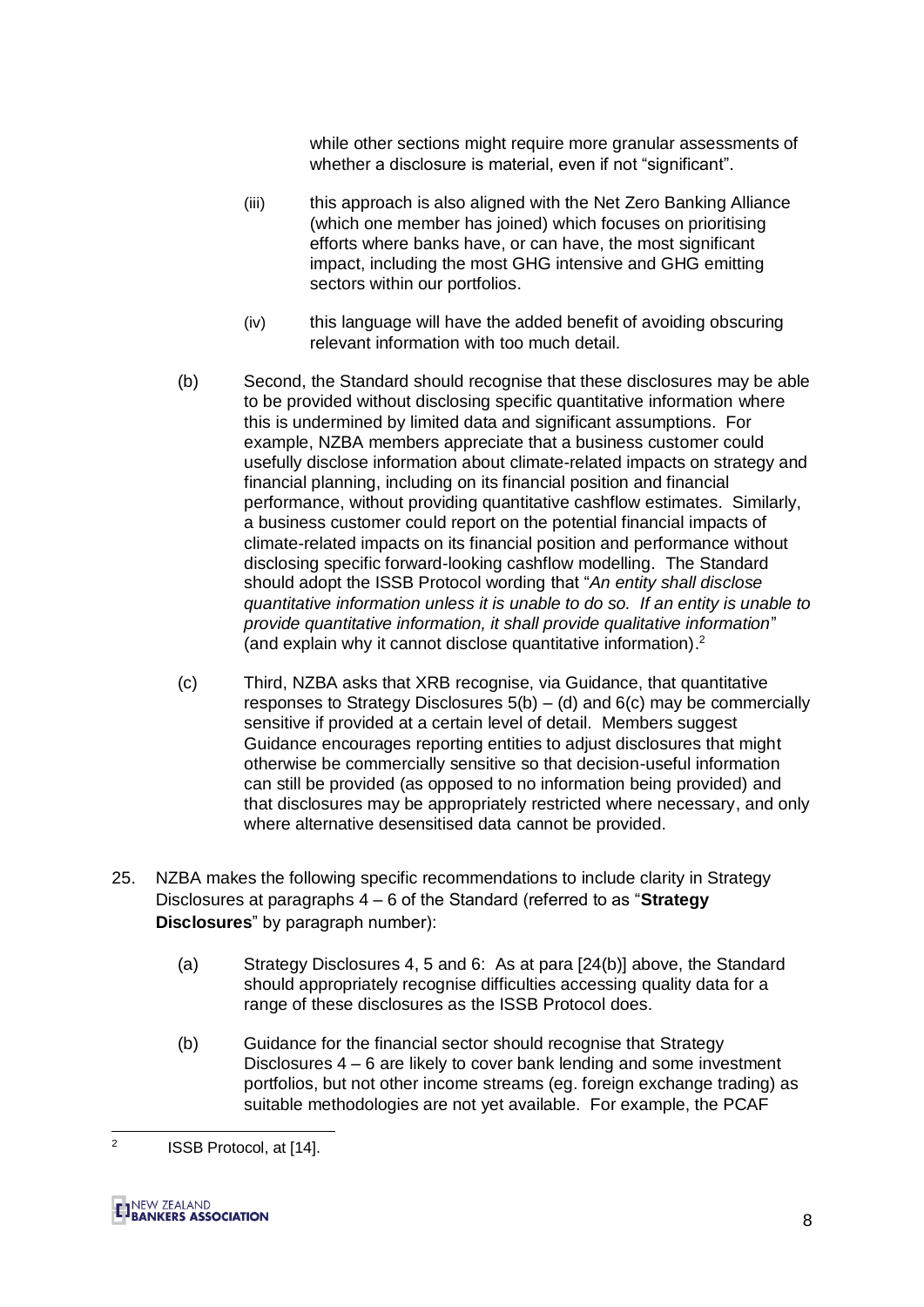while other sections might require more granular assessments of whether a disclosure is material, even if not "significant".

(iii) this approach is also aligned with the Net Zero Banking Alliance (which one member has joined) which focuses on prioritising efforts where banks have, or can have, the most significant impact, including the most GHG intensive and GHG emitting sectors within our portfolios.

(iv) this language will have the added benefit of avoiding obscuring relevant information with too much detail.

(b) Second, the Standard should recognise that these disclosures may be able to be provided without disclosing specific quantitative information where this is undermined by limited data and significant assumptions. For example, NZBA members appreciate that a business customer could usefully disclose information about climate-related impacts on strategy and financial planning, including on its financial position and financial performance, without providing quantitative cashflow estimates. Similarly, a business customer could report on the potential financial impacts of climate-related impacts on its financial position and performance without disclosing specific forward-looking cashflow modelling. The Standard should adopt the ISSB Protocol wording that "*An entity shall disclose quantitative information unless it is unable to do so. If an entity is unable to provide quantitative information, it shall provide qualitative information*" (and explain why it cannot disclose quantitative information).[2]

(c) Third, NZBA asks that XRB recognise, via Guidance, that quantitative responses to Strategy Disclosures 5(b) – (d) and 6(c) may be commercially sensitive if provided at a certain level of detail. Members suggest Guidance encourages reporting entities to adjust disclosures that might otherwise be commercially sensitive so that decision-useful information can still be provided (as opposed to no information being provided) and that disclosures may be appropriately restricted where necessary, and only where alternative desensitised data cannot be provided.

25. NZBA makes the following specific recommendations to include clarity in Strategy Disclosures at paragraphs 4 – 6 of the Standard (referred to as "**Strategy Disclosures**" by paragraph number):

(a) Strategy Disclosures 4, 5 and 6: As at para [24(b)] above, the Standard should appropriately recognise difficulties accessing quality data for a range of these disclosures as the ISSB Protocol does.

(b) Guidance for the financial sector should recognise that Strategy Disclosures 4 – 6 are likely to cover bank lending and some investment portfolios, but not other income streams (eg. foreign exchange trading) as suitable methodologies are not yet available. For example, the PCAF

---

[2] ISSB Protocol, at [14].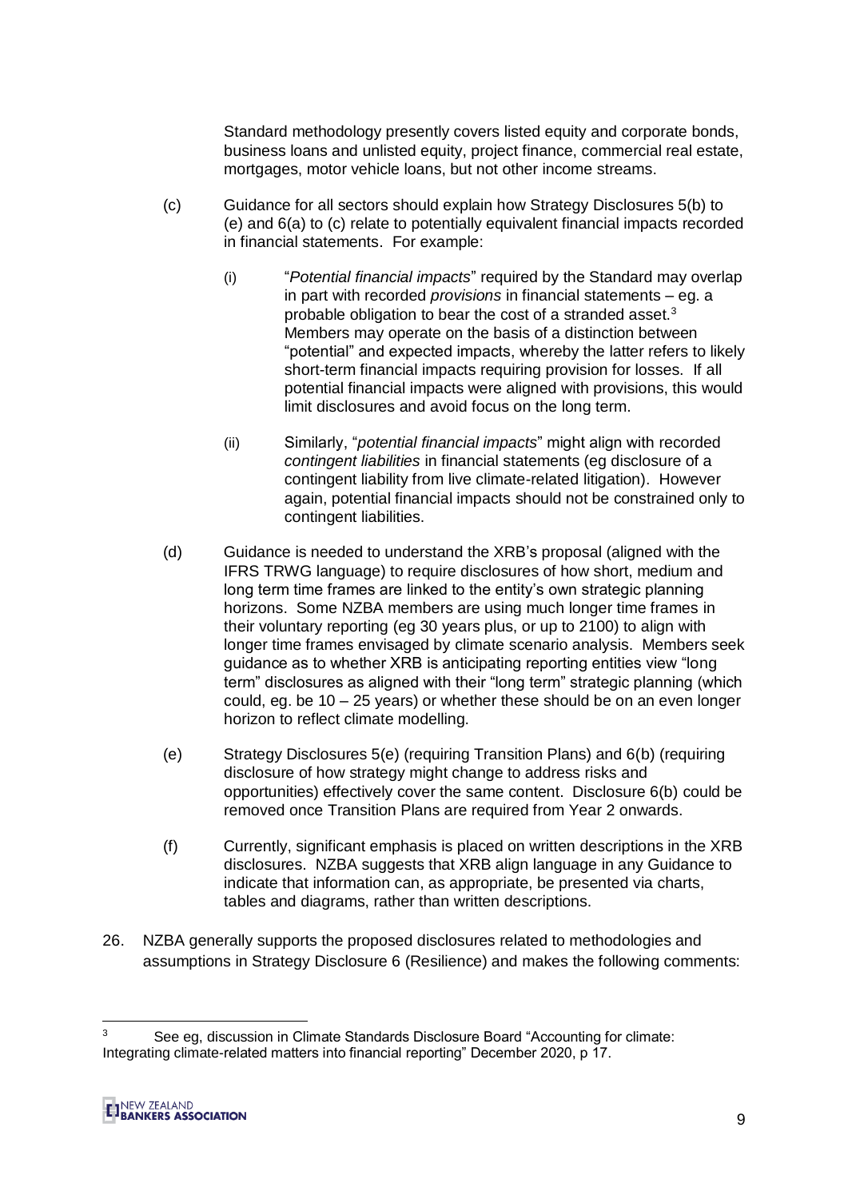Standard methodology presently covers listed equity and corporate bonds, business loans and unlisted equity, project finance, commercial real estate, mortgages, motor vehicle loans, but not other income streams.

(c) Guidance for all sectors should explain how Strategy Disclosures 5(b) to (e) and 6(a) to (c) relate to potentially equivalent financial impacts recorded in financial statements. For example:

(i) "*Potential financial impacts*" required by the Standard may overlap in part with recorded *provisions* in financial statements – eg. a probable obligation to bear the cost of a stranded asset.[3] Members may operate on the basis of a distinction between "potential" and expected impacts, whereby the latter refers to likely short-term financial impacts requiring provision for losses. If all potential financial impacts were aligned with provisions, this would limit disclosures and avoid focus on the long term.

(ii) Similarly, "*potential financial impacts*" might align with recorded *contingent liabilities* in financial statements (eg disclosure of a contingent liability from live climate-related litigation). However again, potential financial impacts should not be constrained only to contingent liabilities.

(d) Guidance is needed to understand the XRB's proposal (aligned with the IFRS TRWG language) to require disclosures of how short, medium and long term time frames are linked to the entity's own strategic planning horizons. Some NZBA members are using much longer time frames in their voluntary reporting (eg 30 years plus, or up to 2100) to align with longer time frames envisaged by climate scenario analysis. Members seek guidance as to whether XRB is anticipating reporting entities view "long term" disclosures as aligned with their "long term" strategic planning (which could, eg. be 10 – 25 years) or whether these should be on an even longer horizon to reflect climate modelling.

(e) Strategy Disclosures 5(e) (requiring Transition Plans) and 6(b) (requiring disclosure of how strategy might change to address risks and opportunities) effectively cover the same content. Disclosure 6(b) could be removed once Transition Plans are required from Year 2 onwards.

(f) Currently, significant emphasis is placed on written descriptions in the XRB disclosures. NZBA suggests that XRB align language in any Guidance to indicate that information can, as appropriate, be presented via charts, tables and diagrams, rather than written descriptions.

26. NZBA generally supports the proposed disclosures related to methodologies and assumptions in Strategy Disclosure 6 (Resilience) and makes the following comments:

---

[3] See eg, discussion in Climate Standards Disclosure Board "Accounting for climate: Integrating climate-related matters into financial reporting" December 2020, p 17.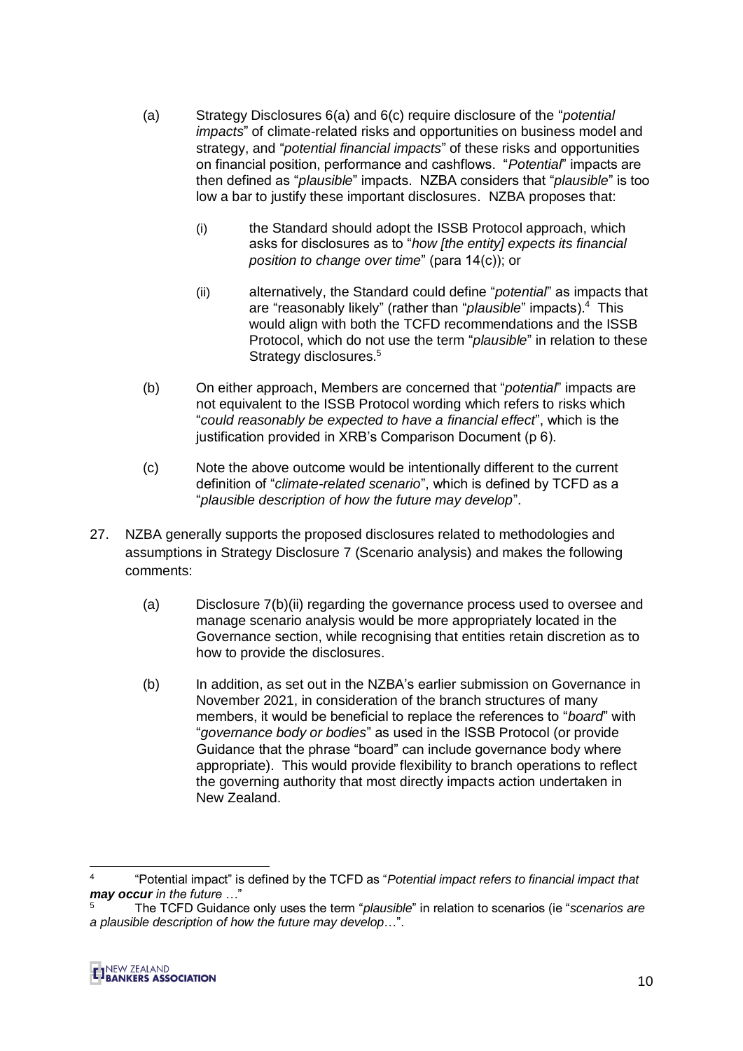(a) Strategy Disclosures 6(a) and 6(c) require disclosure of the "*potential impacts*" of climate-related risks and opportunities on business model and strategy, and "*potential financial impacts*" of these risks and opportunities on financial position, performance and cashflows. "*Potential*" impacts are then defined as "*plausible*" impacts. NZBA considers that "*plausible*" is too low a bar to justify these important disclosures. NZBA proposes that:

(i) the Standard should adopt the ISSB Protocol approach, which asks for disclosures as to "*how [the entity] expects its financial position to change over time*" (para 14(c)); or

(ii) alternatively, the Standard could define "*potential*" as impacts that are "reasonably likely" (rather than "*plausible*" impacts).[4] This would align with both the TCFD recommendations and the ISSB Protocol, which do not use the term "*plausible*" in relation to these Strategy disclosures.[5]

(b) On either approach, Members are concerned that "*potential*" impacts are not equivalent to the ISSB Protocol wording which refers to risks which "*could reasonably be expected to have a financial effect*", which is the justification provided in XRB's Comparison Document (p 6).

(c) Note the above outcome would be intentionally different to the current definition of "*climate-related scenario*", which is defined by TCFD as a "*plausible description of how the future may develop*".

27. NZBA generally supports the proposed disclosures related to methodologies and assumptions in Strategy Disclosure 7 (Scenario analysis) and makes the following comments:

(a) Disclosure 7(b)(ii) regarding the governance process used to oversee and manage scenario analysis would be more appropriately located in the Governance section, while recognising that entities retain discretion as to how to provide the disclosures.

(b) In addition, as set out in the NZBA's earlier submission on Governance in November 2021, in consideration of the branch structures of many members, it would be beneficial to replace the references to "*board*" with "*governance body or bodies*" as used in the ISSB Protocol (or provide Guidance that the phrase "board" can include governance body where appropriate). This would provide flexibility to branch operations to reflect the governing authority that most directly impacts action undertaken in New Zealand.

---

[4] "Potential impact" is defined by the TCFD as "*Potential impact refers to financial impact that* ***may occur*** *in the future …*"

[5] The TCFD Guidance only uses the term "*plausible*" in relation to scenarios (ie "*scenarios are a plausible description of how the future may develop*…".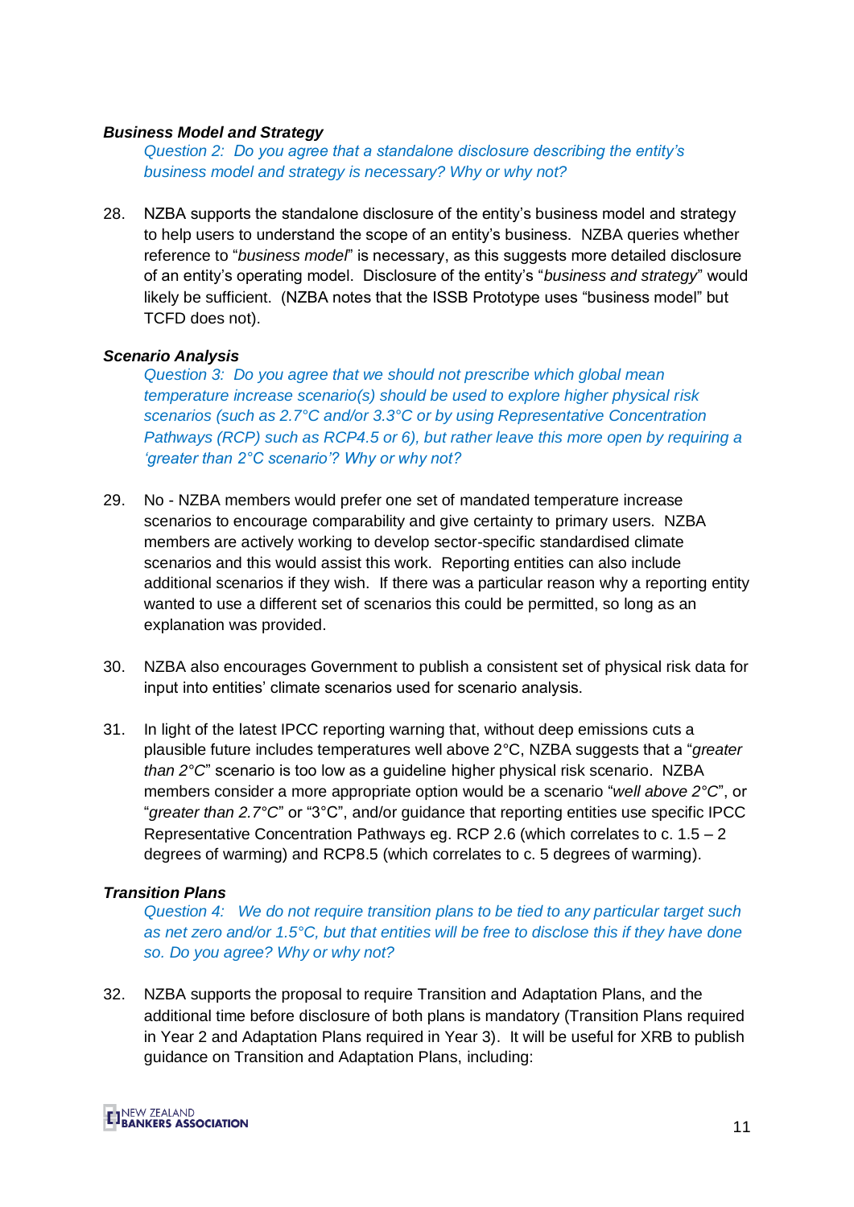***Business Model and Strategy***

*Question 2: Do you agree that a standalone disclosure describing the entity's business model and strategy is necessary? Why or why not?*

28. NZBA supports the standalone disclosure of the entity's business model and strategy to help users to understand the scope of an entity's business. NZBA queries whether reference to "*business model*" is necessary, as this suggests more detailed disclosure of an entity's operating model. Disclosure of the entity's "*business and strategy*" would likely be sufficient. (NZBA notes that the ISSB Prototype uses "business model" but TCFD does not).

***Scenario Analysis***

*Question 3: Do you agree that we should not prescribe which global mean temperature increase scenario(s) should be used to explore higher physical risk scenarios (such as 2.7°C and/or 3.3°C or by using Representative Concentration Pathways (RCP) such as RCP4.5 or 6), but rather leave this more open by requiring a 'greater than 2°C scenario'? Why or why not?*

29. No - NZBA members would prefer one set of mandated temperature increase scenarios to encourage comparability and give certainty to primary users. NZBA members are actively working to develop sector-specific standardised climate scenarios and this would assist this work. Reporting entities can also include additional scenarios if they wish. If there was a particular reason why a reporting entity wanted to use a different set of scenarios this could be permitted, so long as an explanation was provided.

30. NZBA also encourages Government to publish a consistent set of physical risk data for input into entities' climate scenarios used for scenario analysis.

31. In light of the latest IPCC reporting warning that, without deep emissions cuts a plausible future includes temperatures well above 2°C, NZBA suggests that a "*greater than 2°C*" scenario is too low as a guideline higher physical risk scenario. NZBA members consider a more appropriate option would be a scenario "*well above 2°C*", or "*greater than 2.7°C*" or "3°C", and/or guidance that reporting entities use specific IPCC Representative Concentration Pathways eg. RCP 2.6 (which correlates to c. 1.5 – 2 degrees of warming) and RCP8.5 (which correlates to c. 5 degrees of warming).

***Transition Plans***

*Question 4: We do not require transition plans to be tied to any particular target such as net zero and/or 1.5°C, but that entities will be free to disclose this if they have done so. Do you agree? Why or why not?*

32. NZBA supports the proposal to require Transition and Adaptation Plans, and the additional time before disclosure of both plans is mandatory (Transition Plans required in Year 2 and Adaptation Plans required in Year 3). It will be useful for XRB to publish guidance on Transition and Adaptation Plans, including: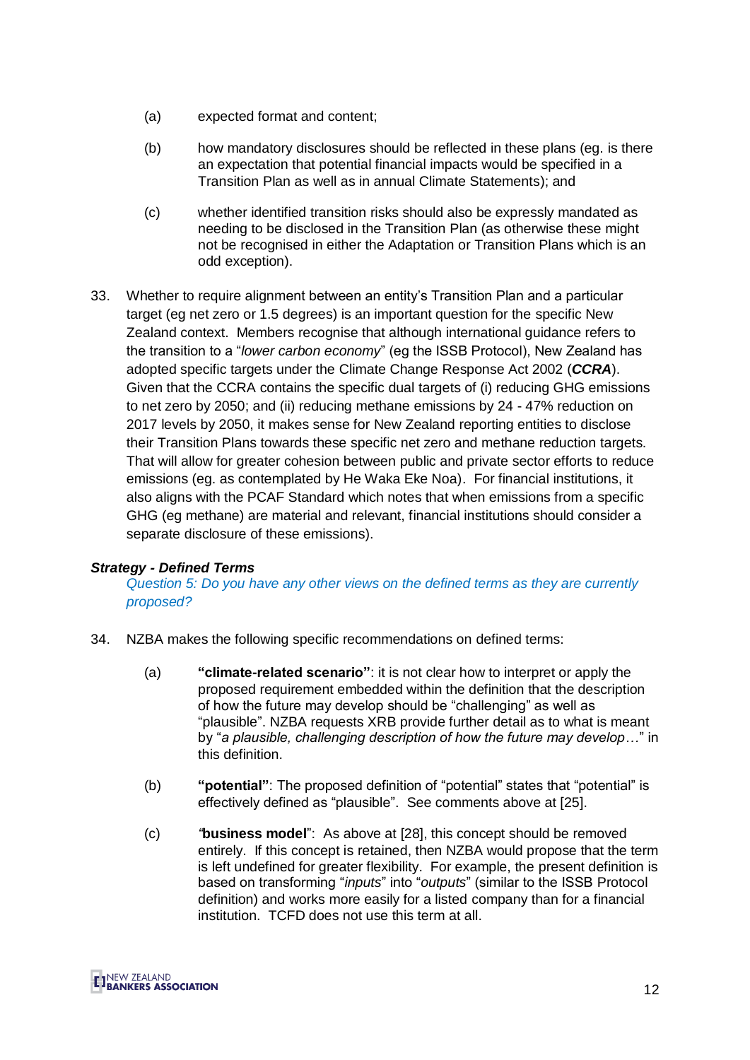(a) expected format and content;

(b) how mandatory disclosures should be reflected in these plans (eg. is there an expectation that potential financial impacts would be specified in a Transition Plan as well as in annual Climate Statements); and

(c) whether identified transition risks should also be expressly mandated as needing to be disclosed in the Transition Plan (as otherwise these might not be recognised in either the Adaptation or Transition Plans which is an odd exception).

33. Whether to require alignment between an entity's Transition Plan and a particular target (eg net zero or 1.5 degrees) is an important question for the specific New Zealand context. Members recognise that although international guidance refers to the transition to a "*lower carbon economy*" (eg the ISSB Protocol), New Zealand has adopted specific targets under the Climate Change Response Act 2002 (***CCRA***). Given that the CCRA contains the specific dual targets of (i) reducing GHG emissions to net zero by 2050; and (ii) reducing methane emissions by 24 - 47% reduction on 2017 levels by 2050, it makes sense for New Zealand reporting entities to disclose their Transition Plans towards these specific net zero and methane reduction targets. That will allow for greater cohesion between public and private sector efforts to reduce emissions (eg. as contemplated by He Waka Eke Noa). For financial institutions, it also aligns with the PCAF Standard which notes that when emissions from a specific GHG (eg methane) are material and relevant, financial institutions should consider a separate disclosure of these emissions).

***Strategy - Defined Terms***

*Question 5: Do you have any other views on the defined terms as they are currently proposed?*

34. NZBA makes the following specific recommendations on defined terms:

(a) **"climate-related scenario"**: it is not clear how to interpret or apply the proposed requirement embedded within the definition that the description of how the future may develop should be "challenging" as well as "plausible". NZBA requests XRB provide further detail as to what is meant by "*a plausible, challenging description of how the future may develop…*" in this definition.

(b) **"potential"**: The proposed definition of "potential" states that "potential" is effectively defined as "plausible". See comments above at [25].

(c) *"***business model**": As above at [28], this concept should be removed entirely. If this concept is retained, then NZBA would propose that the term is left undefined for greater flexibility. For example, the present definition is based on transforming "*inputs*" into "*outputs*" (similar to the ISSB Protocol definition) and works more easily for a listed company than for a financial institution. TCFD does not use this term at all.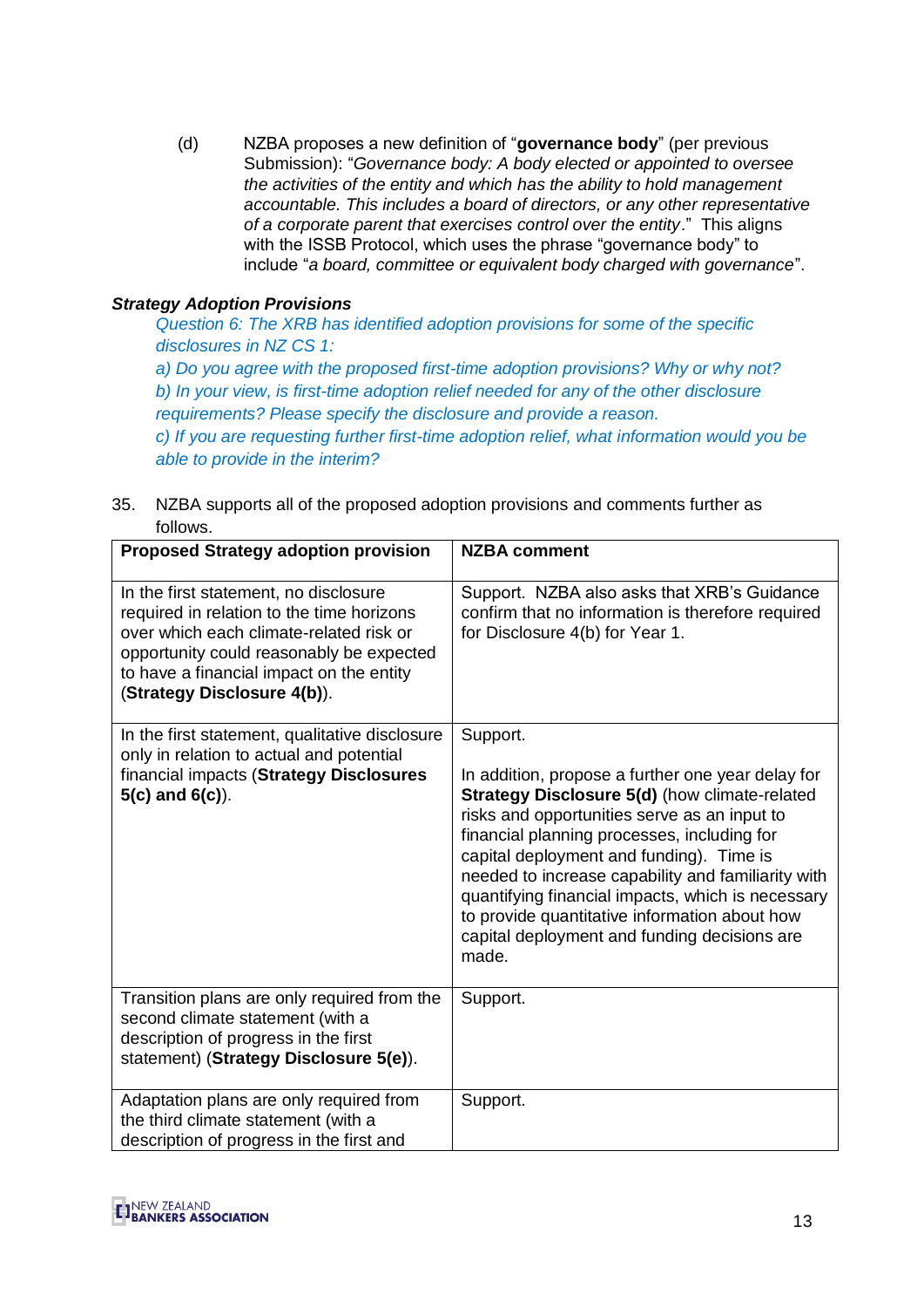(d) NZBA proposes a new definition of "**governance body**" (per previous Submission): "*Governance body: A body elected or appointed to oversee the activities of the entity and which has the ability to hold management accountable. This includes a board of directors, or any other representative of a corporate parent that exercises control over the entity*." This aligns with the ISSB Protocol, which uses the phrase "governance body" to include "*a board, committee or equivalent body charged with governance*".

***Strategy Adoption Provisions***

*Question 6: The XRB has identified adoption provisions for some of the specific disclosures in NZ CS 1:*

*a) Do you agree with the proposed first-time adoption provisions? Why or why not?*

*b) In your view, is first-time adoption relief needed for any of the other disclosure requirements? Please specify the disclosure and provide a reason.*

*c) If you are requesting further first-time adoption relief, what information would you be able to provide in the interim?*

35. NZBA supports all of the proposed adoption provisions and comments further as follows.

| Proposed Strategy adoption provision | NZBA comment |
|---|---|
| In the first statement, no disclosure required in relation to the time horizons over which each climate-related risk or opportunity could reasonably be expected to have a financial impact on the entity (**Strategy Disclosure 4(b)**). | Support. NZBA also asks that XRB's Guidance confirm that no information is therefore required for Disclosure 4(b) for Year 1. |
| In the first statement, qualitative disclosure only in relation to actual and potential financial impacts (**Strategy Disclosures 5(c) and 6(c)**). | Support.<br><br>In addition, propose a further one year delay for **Strategy Disclosure 5(d)** (how climate-related risks and opportunities serve as an input to financial planning processes, including for capital deployment and funding). Time is needed to increase capability and familiarity with quantifying financial impacts, which is necessary to provide quantitative information about how capital deployment and funding decisions are made. |
| Transition plans are only required from the second climate statement (with a description of progress in the first statement) (**Strategy Disclosure 5(e)**). | Support. |
| Adaptation plans are only required from the third climate statement (with a description of progress in the first and | Support. |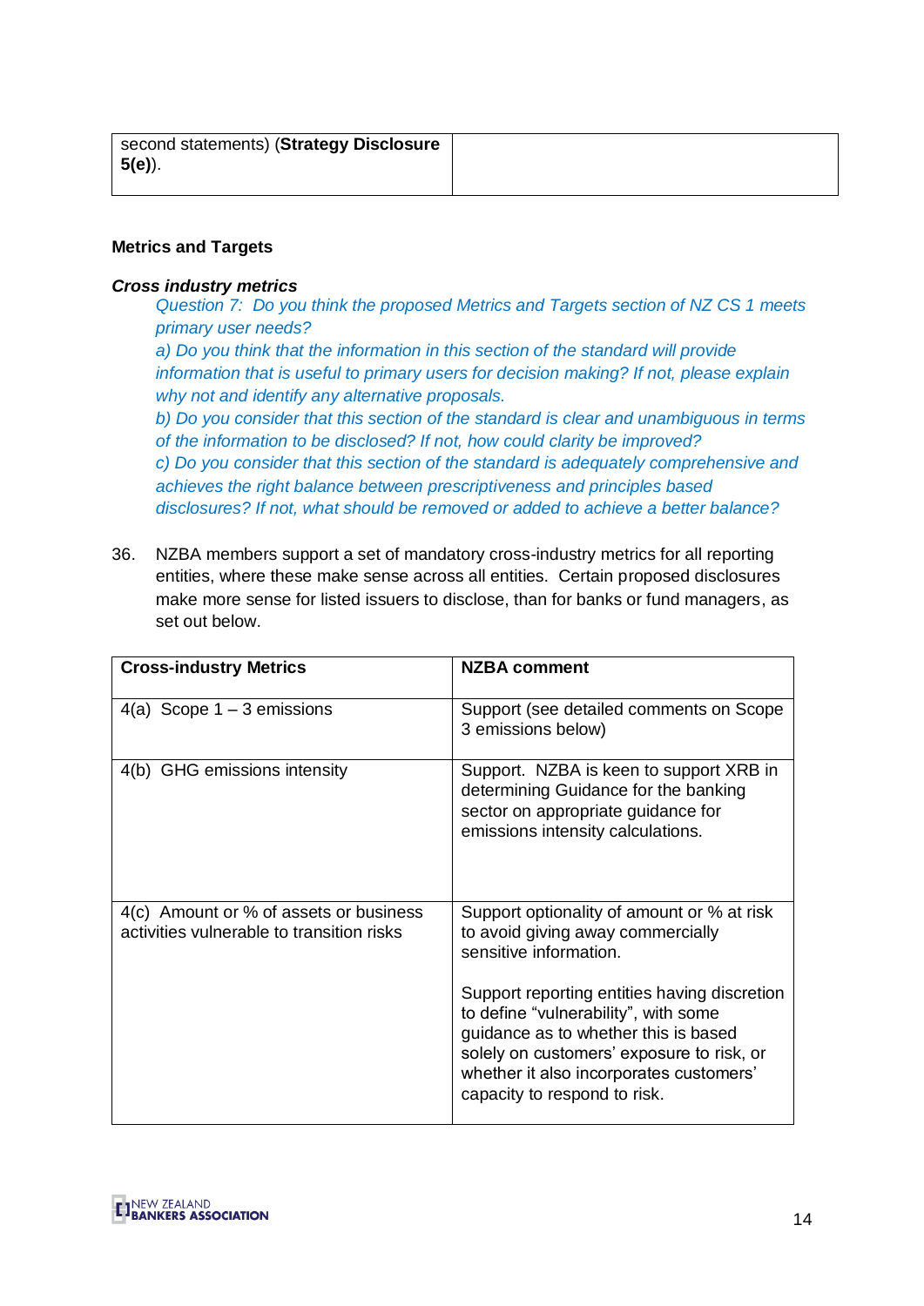| second statements) (**Strategy Disclosure 5(e)**). | |
|---|---|

**Metrics and Targets**

***Cross industry metrics***

*Question 7: Do you think the proposed Metrics and Targets section of NZ CS 1 meets primary user needs?*

*a) Do you think that the information in this section of the standard will provide information that is useful to primary users for decision making? If not, please explain why not and identify any alternative proposals.*

*b) Do you consider that this section of the standard is clear and unambiguous in terms of the information to be disclosed? If not, how could clarity be improved?*

*c) Do you consider that this section of the standard is adequately comprehensive and achieves the right balance between prescriptiveness and principles based disclosures? If not, what should be removed or added to achieve a better balance?*

36. NZBA members support a set of mandatory cross-industry metrics for all reporting entities, where these make sense across all entities. Certain proposed disclosures make more sense for listed issuers to disclose, than for banks or fund managers, as set out below.

| **Cross-industry Metrics** | **NZBA comment** |
|---|---|
| 4(a) Scope 1 – 3 emissions | Support (see detailed comments on Scope 3 emissions below) |
| 4(b) GHG emissions intensity | Support. NZBA is keen to support XRB in determining Guidance for the banking sector on appropriate guidance for emissions intensity calculations. |
| 4(c) Amount or % of assets or business activities vulnerable to transition risks | Support optionality of amount or % at risk to avoid giving away commercially sensitive information.<br><br>Support reporting entities having discretion to define "vulnerability", with some guidance as to whether this is based solely on customers' exposure to risk, or whether it also incorporates customers' capacity to respond to risk. |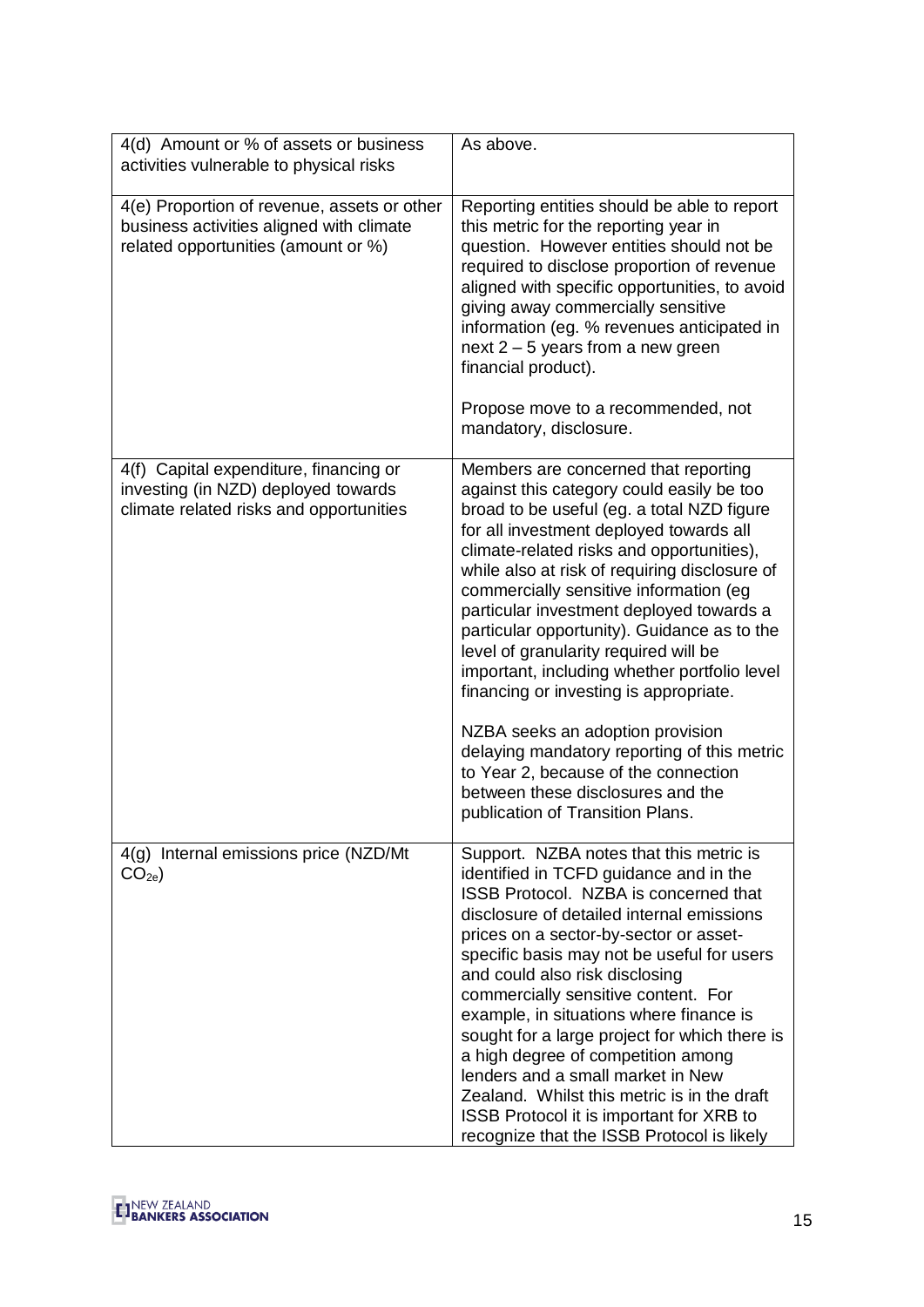| | |
|---|---|
| 4(d) Amount or % of assets or business activities vulnerable to physical risks | As above. |
| 4(e) Proportion of revenue, assets or other business activities aligned with climate related opportunities (amount or %) | Reporting entities should be able to report this metric for the reporting year in question. However entities should not be required to disclose proportion of revenue aligned with specific opportunities, to avoid giving away commercially sensitive information (eg. % revenues anticipated in next 2 – 5 years from a new green financial product).<br><br>Propose move to a recommended, not mandatory, disclosure. |
| 4(f) Capital expenditure, financing or investing (in NZD) deployed towards climate related risks and opportunities | Members are concerned that reporting against this category could easily be too broad to be useful (eg. a total NZD figure for all investment deployed towards all climate-related risks and opportunities), while also at risk of requiring disclosure of commercially sensitive information (eg particular investment deployed towards a particular opportunity). Guidance as to the level of granularity required will be important, including whether portfolio level financing or investing is appropriate.<br><br>NZBA seeks an adoption provision delaying mandatory reporting of this metric to Year 2, because of the connection between these disclosures and the publication of Transition Plans. |
| 4(g) Internal emissions price (NZD/Mt $CO_{2e}$) | Support. NZBA notes that this metric is identified in TCFD guidance and in the ISSB Protocol. NZBA is concerned that disclosure of detailed internal emissions prices on a sector-by-sector or asset-specific basis may not be useful for users and could also risk disclosing commercially sensitive content. For example, in situations where finance is sought for a large project for which there is a high degree of competition among lenders and a small market in New Zealand. Whilst this metric is in the draft ISSB Protocol it is important for XRB to recognize that the ISSB Protocol is likely |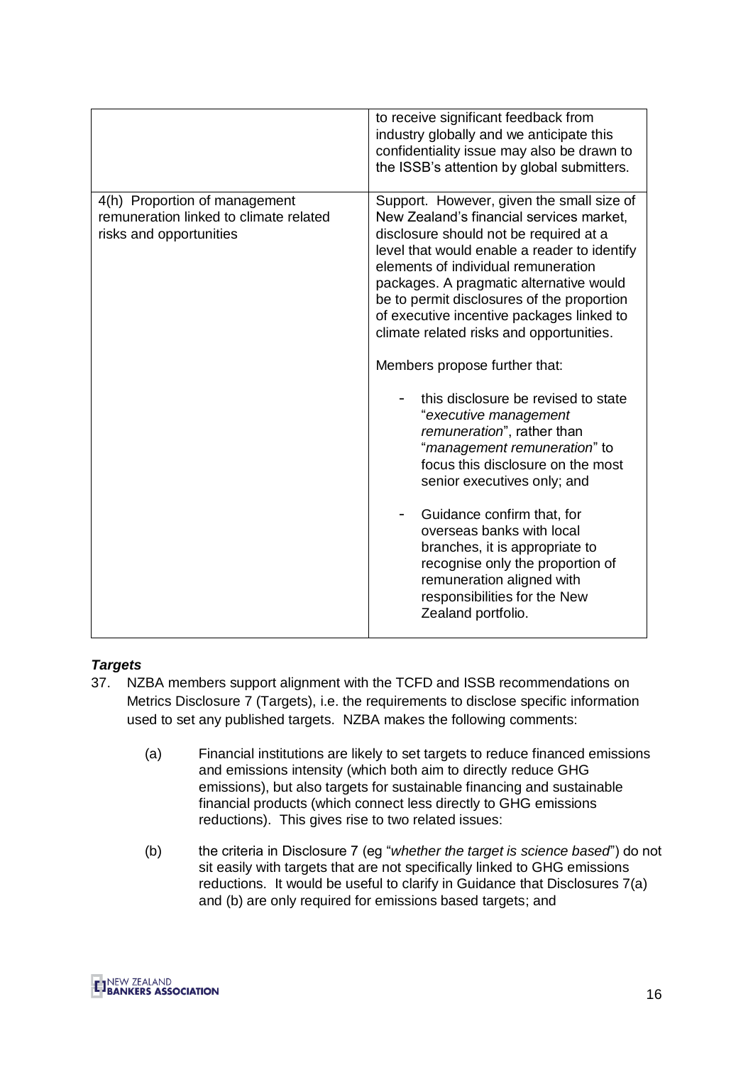| | |
|---|---|
| | to receive significant feedback from industry globally and we anticipate this confidentiality issue may also be drawn to the ISSB's attention by global submitters. |
| 4(h) Proportion of management remuneration linked to climate related risks and opportunities | Support. However, given the small size of New Zealand's financial services market, disclosure should not be required at a level that would enable a reader to identify elements of individual remuneration packages. A pragmatic alternative would be to permit disclosures of the proportion of executive incentive packages linked to climate related risks and opportunities.<br><br>Members propose further that:<br><br>- this disclosure be revised to state "*executive management remuneration*", rather than "*management remuneration*" to focus this disclosure on the most senior executives only; and<br><br>- Guidance confirm that, for overseas banks with local branches, it is appropriate to recognise only the proportion of remuneration aligned with responsibilities for the New Zealand portfolio. |

***Targets***

37. NZBA members support alignment with the TCFD and ISSB recommendations on Metrics Disclosure 7 (Targets), i.e. the requirements to disclose specific information used to set any published targets. NZBA makes the following comments:

    (a) Financial institutions are likely to set targets to reduce financed emissions and emissions intensity (which both aim to directly reduce GHG emissions), but also targets for sustainable financing and sustainable financial products (which connect less directly to GHG emissions reductions). This gives rise to two related issues:

    (b) the criteria in Disclosure 7 (eg "*whether the target is science based*") do not sit easily with targets that are not specifically linked to GHG emissions reductions. It would be useful to clarify in Guidance that Disclosures 7(a) and (b) are only required for emissions based targets; and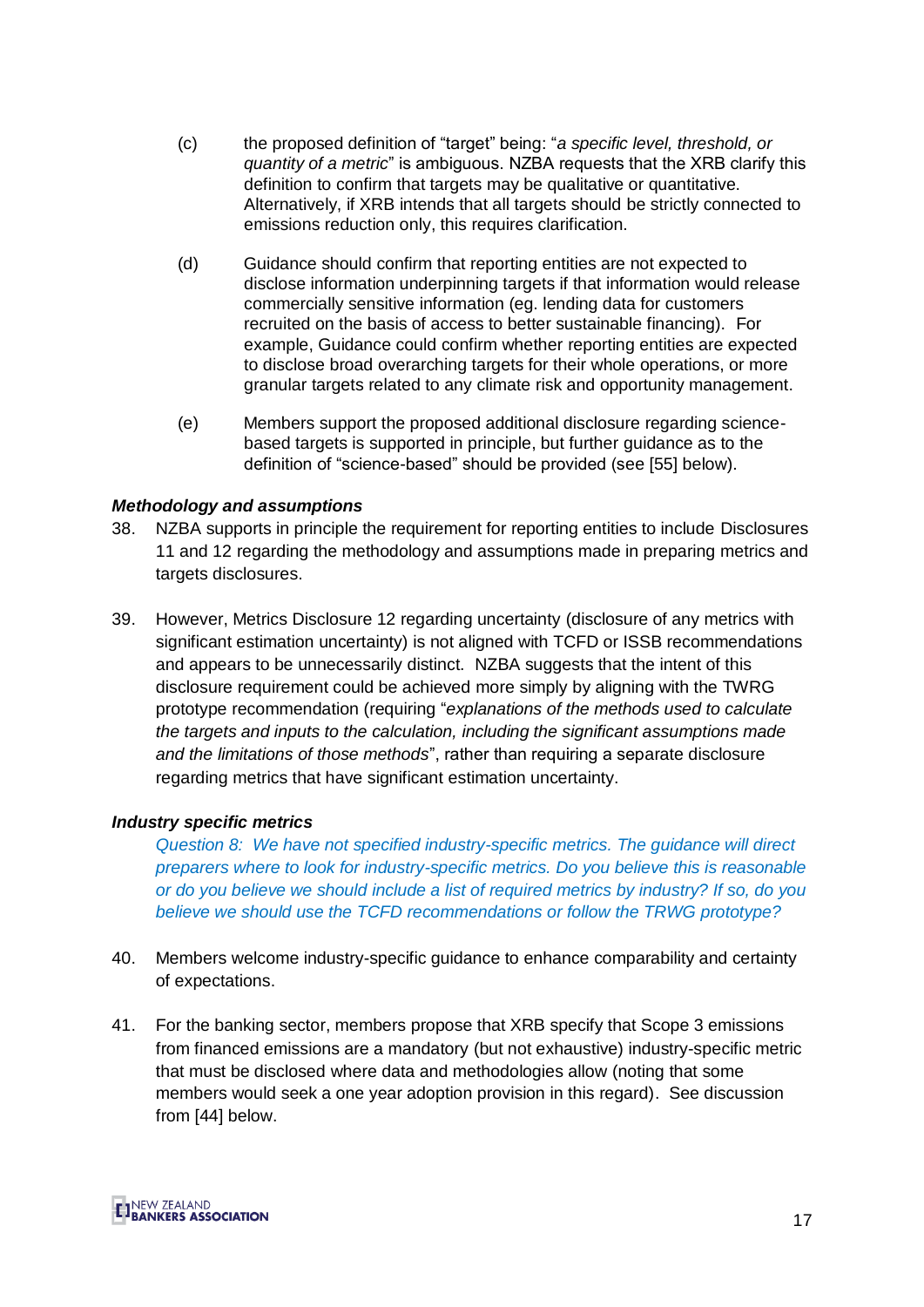(c) the proposed definition of "target" being: "*a specific level, threshold, or quantity of a metric*" is ambiguous. NZBA requests that the XRB clarify this definition to confirm that targets may be qualitative or quantitative. Alternatively, if XRB intends that all targets should be strictly connected to emissions reduction only, this requires clarification.

(d) Guidance should confirm that reporting entities are not expected to disclose information underpinning targets if that information would release commercially sensitive information (eg. lending data for customers recruited on the basis of access to better sustainable financing). For example, Guidance could confirm whether reporting entities are expected to disclose broad overarching targets for their whole operations, or more granular targets related to any climate risk and opportunity management.

(e) Members support the proposed additional disclosure regarding science-based targets is supported in principle, but further guidance as to the definition of "science-based" should be provided (see [55] below).

***Methodology and assumptions***

38. NZBA supports in principle the requirement for reporting entities to include Disclosures 11 and 12 regarding the methodology and assumptions made in preparing metrics and targets disclosures.

39. However, Metrics Disclosure 12 regarding uncertainty (disclosure of any metrics with significant estimation uncertainty) is not aligned with TCFD or ISSB recommendations and appears to be unnecessarily distinct. NZBA suggests that the intent of this disclosure requirement could be achieved more simply by aligning with the TWRG prototype recommendation (requiring "*explanations of the methods used to calculate the targets and inputs to the calculation, including the significant assumptions made and the limitations of those methods*", rather than requiring a separate disclosure regarding metrics that have significant estimation uncertainty.

***Industry specific metrics***

*Question 8: We have not specified industry-specific metrics. The guidance will direct preparers where to look for industry-specific metrics. Do you believe this is reasonable or do you believe we should include a list of required metrics by industry? If so, do you believe we should use the TCFD recommendations or follow the TRWG prototype?*

40. Members welcome industry-specific guidance to enhance comparability and certainty of expectations.

41. For the banking sector, members propose that XRB specify that Scope 3 emissions from financed emissions are a mandatory (but not exhaustive) industry-specific metric that must be disclosed where data and methodologies allow (noting that some members would seek a one year adoption provision in this regard). See discussion from [44] below.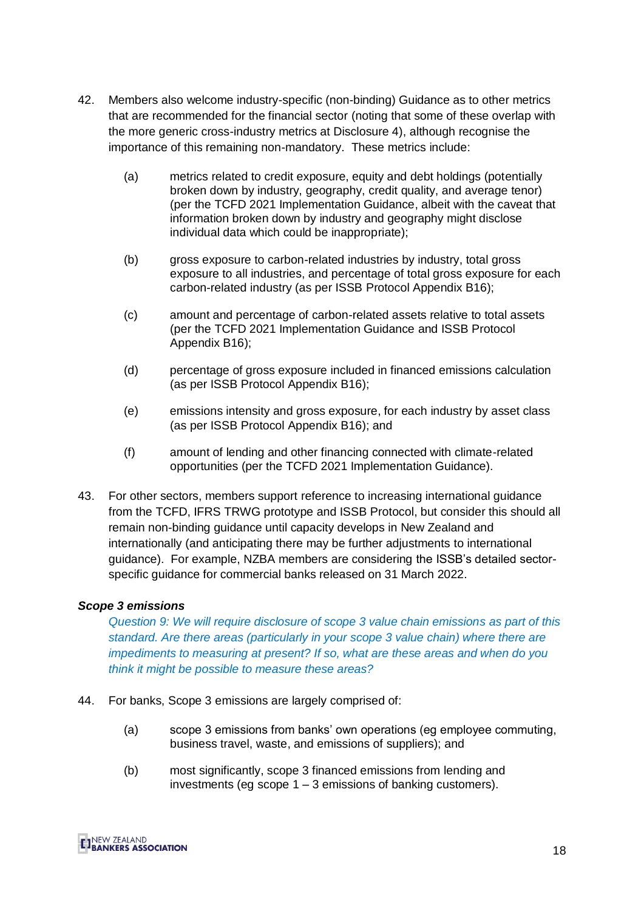42. Members also welcome industry-specific (non-binding) Guidance as to other metrics that are recommended for the financial sector (noting that some of these overlap with the more generic cross-industry metrics at Disclosure 4), although recognise the importance of this remaining non-mandatory. These metrics include:

    (a) metrics related to credit exposure, equity and debt holdings (potentially broken down by industry, geography, credit quality, and average tenor) (per the TCFD 2021 Implementation Guidance, albeit with the caveat that information broken down by industry and geography might disclose individual data which could be inappropriate);

    (b) gross exposure to carbon-related industries by industry, total gross exposure to all industries, and percentage of total gross exposure for each carbon-related industry (as per ISSB Protocol Appendix B16);

    (c) amount and percentage of carbon-related assets relative to total assets (per the TCFD 2021 Implementation Guidance and ISSB Protocol Appendix B16);

    (d) percentage of gross exposure included in financed emissions calculation (as per ISSB Protocol Appendix B16);

    (e) emissions intensity and gross exposure, for each industry by asset class (as per ISSB Protocol Appendix B16); and

    (f) amount of lending and other financing connected with climate-related opportunities (per the TCFD 2021 Implementation Guidance).

43. For other sectors, members support reference to increasing international guidance from the TCFD, IFRS TRWG prototype and ISSB Protocol, but consider this should all remain non-binding guidance until capacity develops in New Zealand and internationally (and anticipating there may be further adjustments to international guidance). For example, NZBA members are considering the ISSB's detailed sector-specific guidance for commercial banks released on 31 March 2022.

***Scope 3 emissions***

*Question 9: We will require disclosure of scope 3 value chain emissions as part of this standard. Are there areas (particularly in your scope 3 value chain) where there are impediments to measuring at present? If so, what are these areas and when do you think it might be possible to measure these areas?*

44. For banks, Scope 3 emissions are largely comprised of:

    (a) scope 3 emissions from banks' own operations (eg employee commuting, business travel, waste, and emissions of suppliers); and

    (b) most significantly, scope 3 financed emissions from lending and investments (eg scope 1 – 3 emissions of banking customers).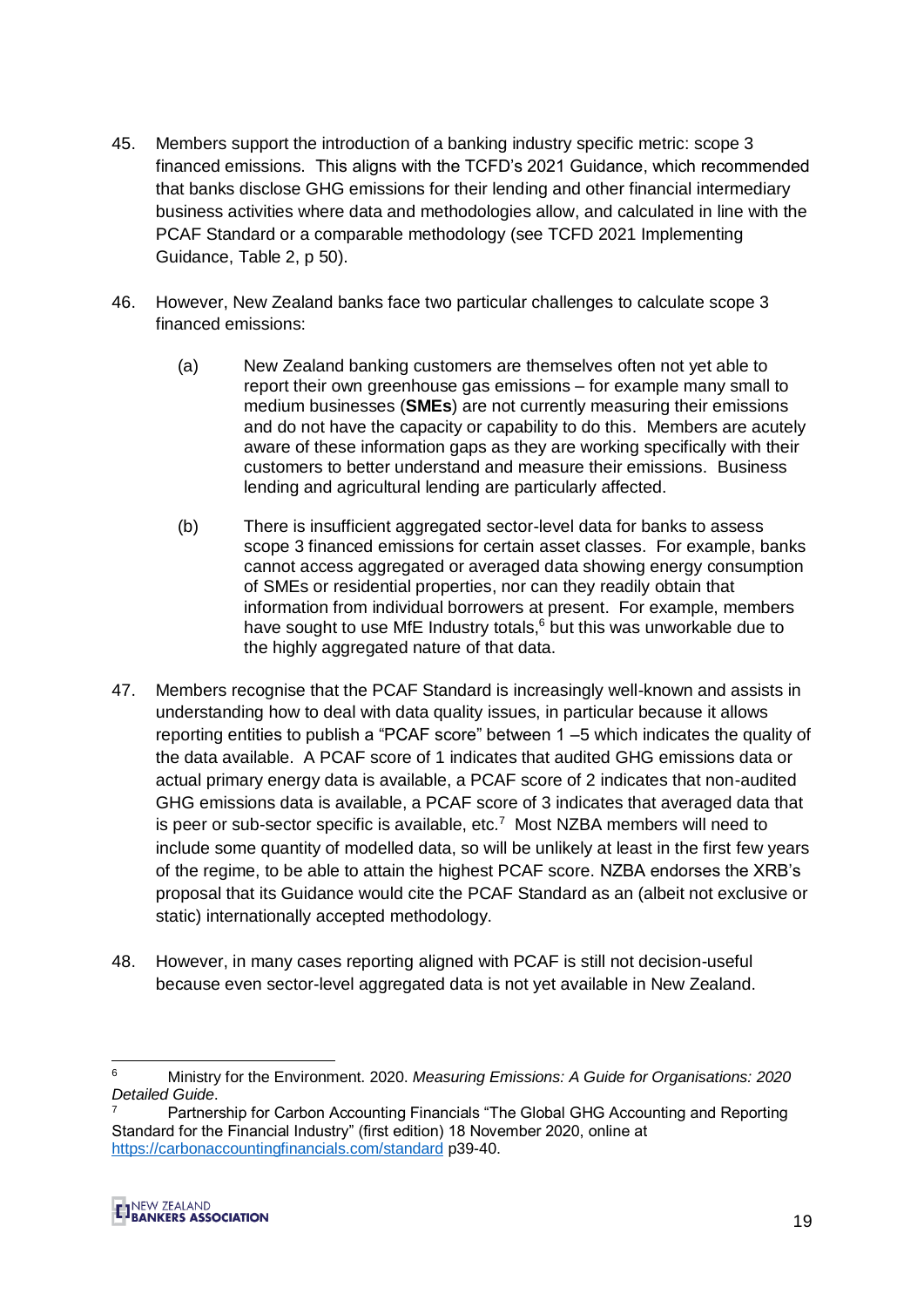45. Members support the introduction of a banking industry specific metric: scope 3 financed emissions. This aligns with the TCFD's 2021 Guidance, which recommended that banks disclose GHG emissions for their lending and other financial intermediary business activities where data and methodologies allow, and calculated in line with the PCAF Standard or a comparable methodology (see TCFD 2021 Implementing Guidance, Table 2, p 50).

46. However, New Zealand banks face two particular challenges to calculate scope 3 financed emissions:

    (a) New Zealand banking customers are themselves often not yet able to report their own greenhouse gas emissions – for example many small to medium businesses (**SMEs**) are not currently measuring their emissions and do not have the capacity or capability to do this. Members are acutely aware of these information gaps as they are working specifically with their customers to better understand and measure their emissions. Business lending and agricultural lending are particularly affected.

    (b) There is insufficient aggregated sector-level data for banks to assess scope 3 financed emissions for certain asset classes. For example, banks cannot access aggregated or averaged data showing energy consumption of SMEs or residential properties, nor can they readily obtain that information from individual borrowers at present. For example, members have sought to use MfE Industry totals,[6] but this was unworkable due to the highly aggregated nature of that data.

47. Members recognise that the PCAF Standard is increasingly well-known and assists in understanding how to deal with data quality issues, in particular because it allows reporting entities to publish a "PCAF score" between 1 –5 which indicates the quality of the data available. A PCAF score of 1 indicates that audited GHG emissions data or actual primary energy data is available, a PCAF score of 2 indicates that non-audited GHG emissions data is available, a PCAF score of 3 indicates that averaged data that is peer or sub-sector specific is available, etc.[7] Most NZBA members will need to include some quantity of modelled data, so will be unlikely at least in the first few years of the regime, to be able to attain the highest PCAF score. NZBA endorses the XRB's proposal that its Guidance would cite the PCAF Standard as an (albeit not exclusive or static) internationally accepted methodology.

48. However, in many cases reporting aligned with PCAF is still not decision-useful because even sector-level aggregated data is not yet available in New Zealand.

---

[6] Ministry for the Environment. 2020. *Measuring Emissions: A Guide for Organisations: 2020 Detailed Guide*.

[7] Partnership for Carbon Accounting Financials "The Global GHG Accounting and Reporting Standard for the Financial Industry" (first edition) 18 November 2020, online at https://carbonaccountingfinancials.com/standard p39-40.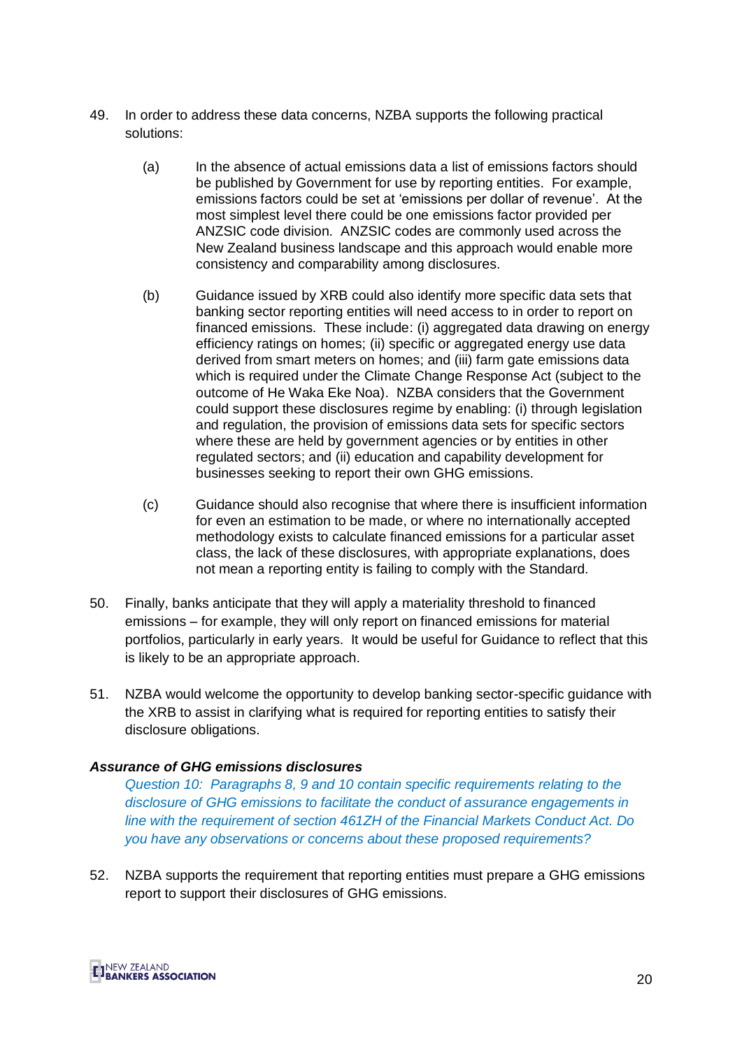49. In order to address these data concerns, NZBA supports the following practical solutions:

    (a) In the absence of actual emissions data a list of emissions factors should be published by Government for use by reporting entities. For example, emissions factors could be set at 'emissions per dollar of revenue'. At the most simplest level there could be one emissions factor provided per ANZSIC code division. ANZSIC codes are commonly used across the New Zealand business landscape and this approach would enable more consistency and comparability among disclosures.

    (b) Guidance issued by XRB could also identify more specific data sets that banking sector reporting entities will need access to in order to report on financed emissions. These include: (i) aggregated data drawing on energy efficiency ratings on homes; (ii) specific or aggregated energy use data derived from smart meters on homes; and (iii) farm gate emissions data which is required under the Climate Change Response Act (subject to the outcome of He Waka Eke Noa). NZBA considers that the Government could support these disclosures regime by enabling: (i) through legislation and regulation, the provision of emissions data sets for specific sectors where these are held by government agencies or by entities in other regulated sectors; and (ii) education and capability development for businesses seeking to report their own GHG emissions.

    (c) Guidance should also recognise that where there is insufficient information for even an estimation to be made, or where no internationally accepted methodology exists to calculate financed emissions for a particular asset class, the lack of these disclosures, with appropriate explanations, does not mean a reporting entity is failing to comply with the Standard.

50. Finally, banks anticipate that they will apply a materiality threshold to financed emissions – for example, they will only report on financed emissions for material portfolios, particularly in early years. It would be useful for Guidance to reflect that this is likely to be an appropriate approach.

51. NZBA would welcome the opportunity to develop banking sector-specific guidance with the XRB to assist in clarifying what is required for reporting entities to satisfy their disclosure obligations.

***Assurance of GHG emissions disclosures***

*Question 10: Paragraphs 8, 9 and 10 contain specific requirements relating to the disclosure of GHG emissions to facilitate the conduct of assurance engagements in line with the requirement of section 461ZH of the Financial Markets Conduct Act. Do you have any observations or concerns about these proposed requirements?*

52. NZBA supports the requirement that reporting entities must prepare a GHG emissions report to support their disclosures of GHG emissions.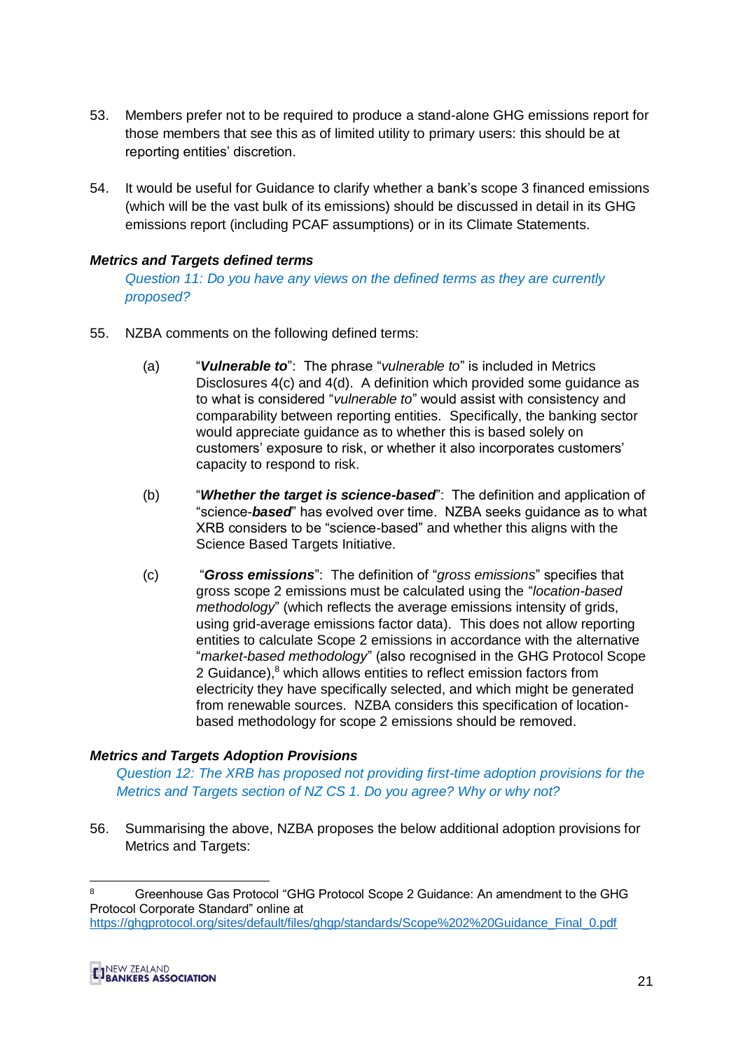53. Members prefer not to be required to produce a stand-alone GHG emissions report for those members that see this as of limited utility to primary users: this should be at reporting entities' discretion.

54. It would be useful for Guidance to clarify whether a bank's scope 3 financed emissions (which will be the vast bulk of its emissions) should be discussed in detail in its GHG emissions report (including PCAF assumptions) or in its Climate Statements.

***Metrics and Targets defined terms***

*Question 11: Do you have any views on the defined terms as they are currently proposed?*

55. NZBA comments on the following defined terms:

    (a) "***Vulnerable to***": The phrase "*vulnerable to*" is included in Metrics Disclosures 4(c) and 4(d). A definition which provided some guidance as to what is considered "*vulnerable to*" would assist with consistency and comparability between reporting entities. Specifically, the banking sector would appreciate guidance as to whether this is based solely on customers' exposure to risk, or whether it also incorporates customers' capacity to respond to risk.

    (b) "***Whether the target is science-based***": The definition and application of "science-***based***" has evolved over time. NZBA seeks guidance as to what XRB considers to be "science-based" and whether this aligns with the Science Based Targets Initiative.

    (c) "***Gross emissions***": The definition of "*gross emissions*" specifies that gross scope 2 emissions must be calculated using the "*location-based methodology*" (which reflects the average emissions intensity of grids, using grid-average emissions factor data). This does not allow reporting entities to calculate Scope 2 emissions in accordance with the alternative "*market-based methodology*" (also recognised in the GHG Protocol Scope 2 Guidance),[8] which allows entities to reflect emission factors from electricity they have specifically selected, and which might be generated from renewable sources. NZBA considers this specification of location-based methodology for scope 2 emissions should be removed.

***Metrics and Targets Adoption Provisions***

*Question 12: The XRB has proposed not providing first-time adoption provisions for the Metrics and Targets section of NZ CS 1. Do you agree? Why or why not?*

56. Summarising the above, NZBA proposes the below additional adoption provisions for Metrics and Targets:

---

[8] Greenhouse Gas Protocol "GHG Protocol Scope 2 Guidance: An amendment to the GHG Protocol Corporate Standard" online at https://ghgprotocol.org/sites/default/files/ghgp/standards/Scope%202%20Guidance_Final_0.pdf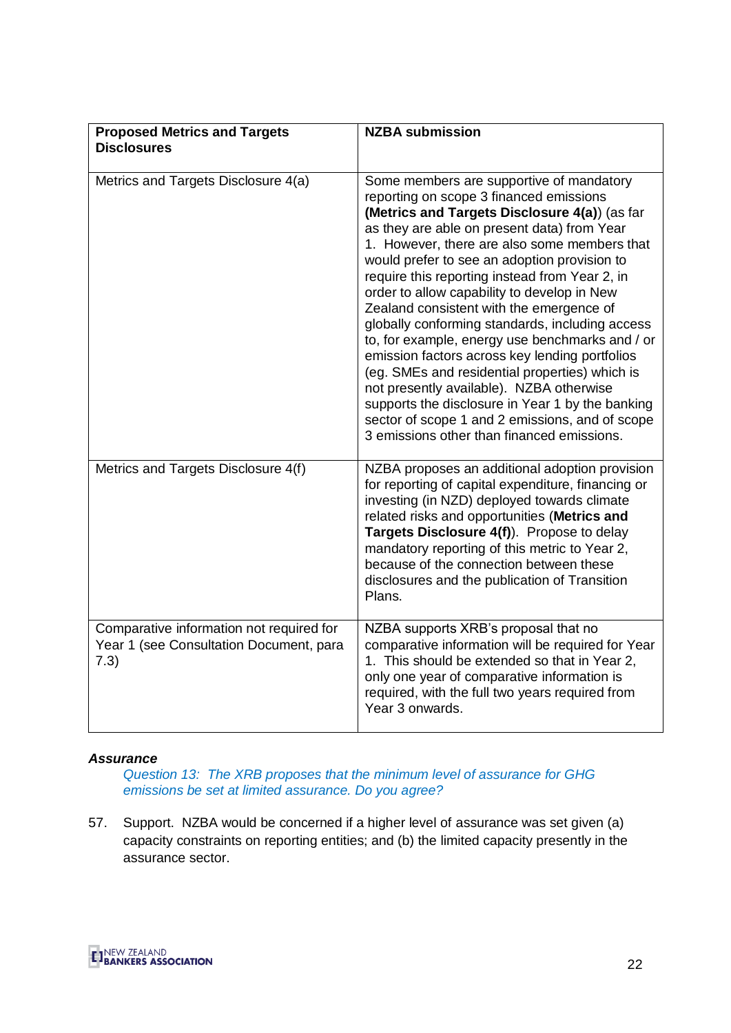| Proposed Metrics and Targets Disclosures | NZBA submission |
| --- | --- |
| Metrics and Targets Disclosure 4(a) | Some members are supportive of mandatory reporting on scope 3 financed emissions **(Metrics and Targets Disclosure 4(a)**) (as far as they are able on present data) from Year 1. However, there are also some members that would prefer to see an adoption provision to require this reporting instead from Year 2, in order to allow capability to develop in New Zealand consistent with the emergence of globally conforming standards, including access to, for example, energy use benchmarks and / or emission factors across key lending portfolios (eg. SMEs and residential properties) which is not presently available). NZBA otherwise supports the disclosure in Year 1 by the banking sector of scope 1 and 2 emissions, and of scope 3 emissions other than financed emissions. |
| Metrics and Targets Disclosure 4(f) | NZBA proposes an additional adoption provision for reporting of capital expenditure, financing or investing (in NZD) deployed towards climate related risks and opportunities (**Metrics and Targets Disclosure 4(f)**). Propose to delay mandatory reporting of this metric to Year 2, because of the connection between these disclosures and the publication of Transition Plans. |
| Comparative information not required for Year 1 (see Consultation Document, para 7.3) | NZBA supports XRB's proposal that no comparative information will be required for Year 1. This should be extended so that in Year 2, only one year of comparative information is required, with the full two years required from Year 3 onwards. |

***Assurance***

*Question 13: The XRB proposes that the minimum level of assurance for GHG emissions be set at limited assurance. Do you agree?*

57. Support. NZBA would be concerned if a higher level of assurance was set given (a) capacity constraints on reporting entities; and (b) the limited capacity presently in the assurance sector.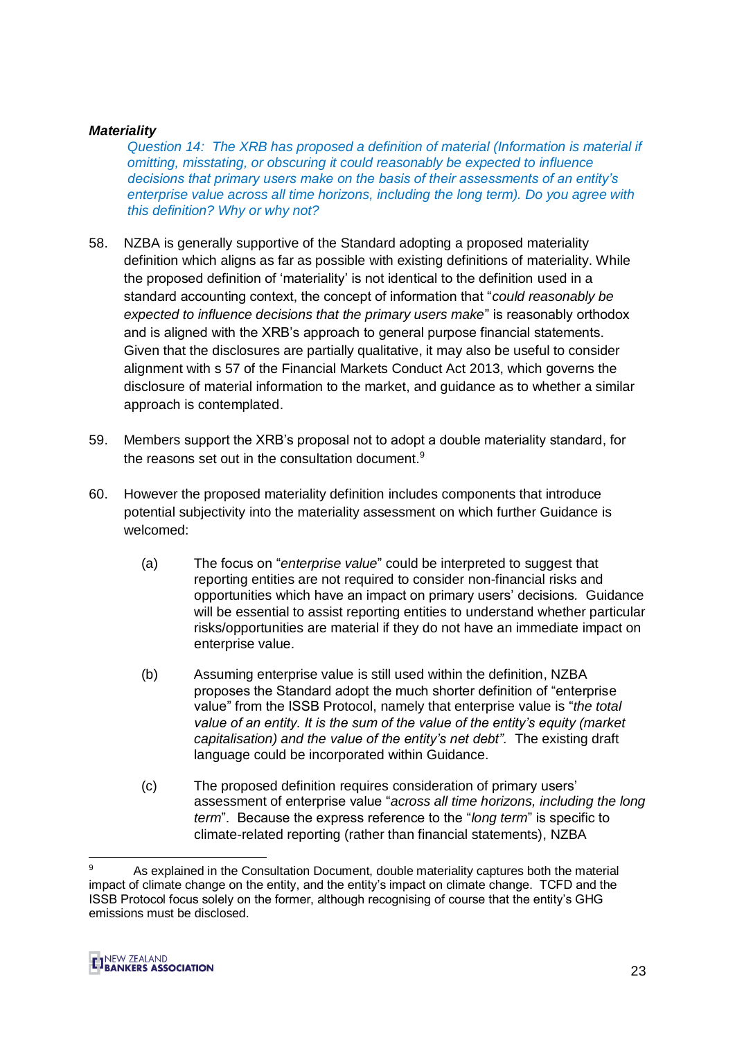***Materiality***

> *Question 14: The XRB has proposed a definition of material (Information is material if omitting, misstating, or obscuring it could reasonably be expected to influence decisions that primary users make on the basis of their assessments of an entity's enterprise value across all time horizons, including the long term). Do you agree with this definition? Why or why not?*

58. NZBA is generally supportive of the Standard adopting a proposed materiality definition which aligns as far as possible with existing definitions of materiality. While the proposed definition of 'materiality' is not identical to the definition used in a standard accounting context, the concept of information that "*could reasonably be expected to influence decisions that the primary users make*" is reasonably orthodox and is aligned with the XRB's approach to general purpose financial statements. Given that the disclosures are partially qualitative, it may also be useful to consider alignment with s 57 of the Financial Markets Conduct Act 2013, which governs the disclosure of material information to the market, and guidance as to whether a similar approach is contemplated.

59. Members support the XRB's proposal not to adopt a double materiality standard, for the reasons set out in the consultation document.[9]

60. However the proposed materiality definition includes components that introduce potential subjectivity into the materiality assessment on which further Guidance is welcomed:

    (a) The focus on "*enterprise value*" could be interpreted to suggest that reporting entities are not required to consider non-financial risks and opportunities which have an impact on primary users' decisions. Guidance will be essential to assist reporting entities to understand whether particular risks/opportunities are material if they do not have an immediate impact on enterprise value.

    (b) Assuming enterprise value is still used within the definition, NZBA proposes the Standard adopt the much shorter definition of "enterprise value" from the ISSB Protocol, namely that enterprise value is "*the total value of an entity. It is the sum of the value of the entity's equity (market capitalisation) and the value of the entity's net debt".* The existing draft language could be incorporated within Guidance.

    (c) The proposed definition requires consideration of primary users' assessment of enterprise value "*across all time horizons, including the long term*". Because the express reference to the "*long term*" is specific to climate-related reporting (rather than financial statements), NZBA

---

[9] As explained in the Consultation Document, double materiality captures both the material impact of climate change on the entity, and the entity's impact on climate change. TCFD and the ISSB Protocol focus solely on the former, although recognising of course that the entity's GHG emissions must be disclosed.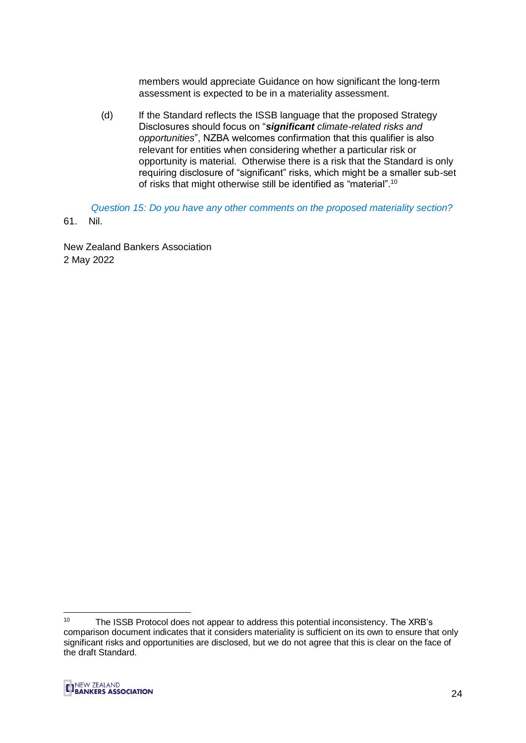members would appreciate Guidance on how significant the long-term assessment is expected to be in a materiality assessment.

(d) If the Standard reflects the ISSB language that the proposed Strategy Disclosures should focus on "***significant*** *climate-related risks and opportunities*", NZBA welcomes confirmation that this qualifier is also relevant for entities when considering whether a particular risk or opportunity is material. Otherwise there is a risk that the Standard is only requiring disclosure of "significant" risks, which might be a smaller sub-set of risks that might otherwise still be identified as "material".[10]

*Question 15: Do you have any other comments on the proposed materiality section?*

61. Nil.

New Zealand Bankers Association
2 May 2022

[10] The ISSB Protocol does not appear to address this potential inconsistency. The XRB's comparison document indicates that it considers materiality is sufficient on its own to ensure that only significant risks and opportunities are disclosed, but we do not agree that this is clear on the face of the draft Standard.